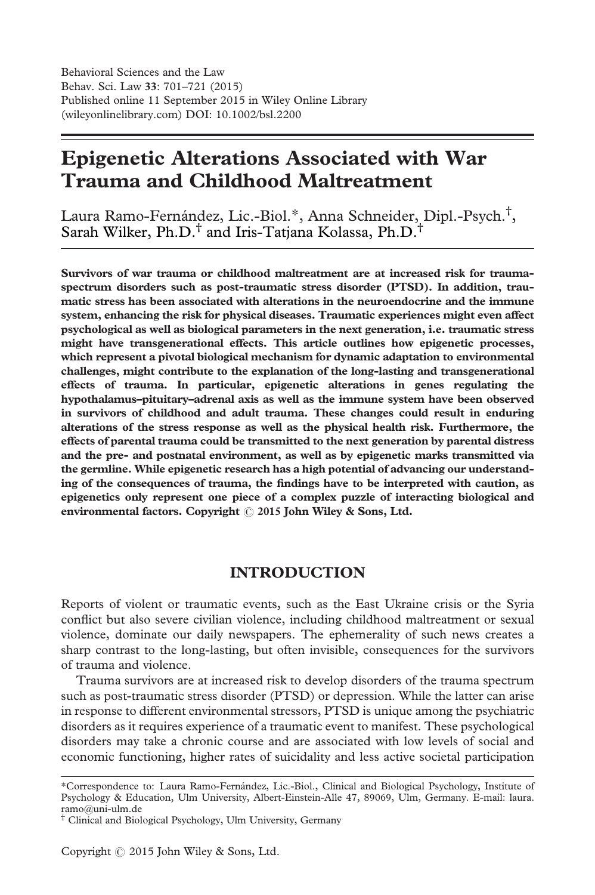Behavioral Sciences and the Law
Behav. Sci. Law 33: 701–721 (2015)
Published online 11 September 2015 in Wiley Online Library
(wileyonlinelibrary.com) DOI: 10.1002/bsl.2200

# Epigenetic Alterations Associated with War Trauma and Childhood Maltreatment

Laura Ramo-Fernández, Lic.-Biol.*, Anna Schneider, Dipl.-Psych.[†], Sarah Wilker, Ph.D.[†] and Iris-Tatjana Kolassa, Ph.D.[†]

**Survivors of war trauma or childhood maltreatment are at increased risk for trauma-spectrum disorders such as post-traumatic stress disorder (PTSD). In addition, traumatic stress has been associated with alterations in the neuroendocrine and the immune system, enhancing the risk for physical diseases. Traumatic experiences might even affect psychological as well as biological parameters in the next generation, i.e. traumatic stress might have transgenerational effects. This article outlines how epigenetic processes, which represent a pivotal biological mechanism for dynamic adaptation to environmental challenges, might contribute to the explanation of the long-lasting and transgenerational effects of trauma. In particular, epigenetic alterations in genes regulating the hypothalamus–pituitary–adrenal axis as well as the immune system have been observed in survivors of childhood and adult trauma. These changes could result in enduring alterations of the stress response as well as the physical health risk. Furthermore, the effects of parental trauma could be transmitted to the next generation by parental distress and the pre- and postnatal environment, as well as by epigenetic marks transmitted via the germline. While epigenetic research has a high potential of advancing our understanding of the consequences of trauma, the findings have to be interpreted with caution, as epigenetics only represent one piece of a complex puzzle of interacting biological and environmental factors. Copyright © 2015 John Wiley & Sons, Ltd.**

## INTRODUCTION

Reports of violent or traumatic events, such as the East Ukraine crisis or the Syria conflict but also severe civilian violence, including childhood maltreatment or sexual violence, dominate our daily newspapers. The ephemerality of such news creates a sharp contrast to the long-lasting, but often invisible, consequences for the survivors of trauma and violence.

Trauma survivors are at increased risk to develop disorders of the trauma spectrum such as post-traumatic stress disorder (PTSD) or depression. While the latter can arise in response to different environmental stressors, PTSD is unique among the psychiatric disorders as it requires experience of a traumatic event to manifest. These psychological disorders may take a chronic course and are associated with low levels of social and economic functioning, higher rates of suicidality and less active societal participation

*Correspondence to: Laura Ramo-Fernández, Lic.-Biol., Clinical and Biological Psychology, Institute of Psychology & Education, Ulm University, Albert-Einstein-Alle 47, 89069, Ulm, Germany. E-mail: laura.ramo@uni-ulm.de

[†] Clinical and Biological Psychology, Ulm University, Germany

Copyright © 2015 John Wiley & Sons, Ltd.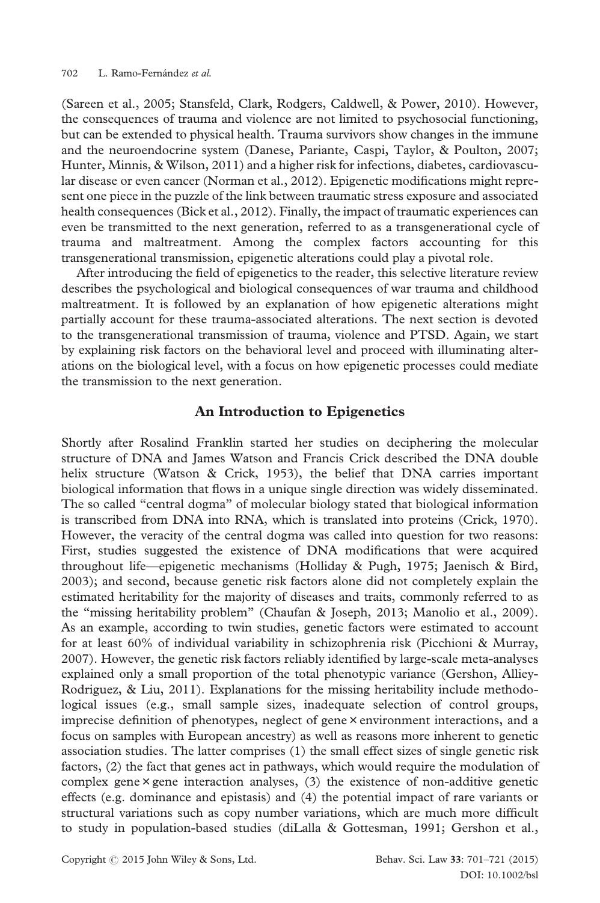(Sareen et al., 2005; Stansfeld, Clark, Rodgers, Caldwell, & Power, 2010). However, the consequences of trauma and violence are not limited to psychosocial functioning, but can be extended to physical health. Trauma survivors show changes in the immune and the neuroendocrine system (Danese, Pariante, Caspi, Taylor, & Poulton, 2007; Hunter, Minnis, & Wilson, 2011) and a higher risk for infections, diabetes, cardiovascular disease or even cancer (Norman et al., 2012). Epigenetic modifications might represent one piece in the puzzle of the link between traumatic stress exposure and associated health consequences (Bick et al., 2012). Finally, the impact of traumatic experiences can even be transmitted to the next generation, referred to as a transgenerational cycle of trauma and maltreatment. Among the complex factors accounting for this transgenerational transmission, epigenetic alterations could play a pivotal role.

After introducing the field of epigenetics to the reader, this selective literature review describes the psychological and biological consequences of war trauma and childhood maltreatment. It is followed by an explanation of how epigenetic alterations might partially account for these trauma-associated alterations. The next section is devoted to the transgenerational transmission of trauma, violence and PTSD. Again, we start by explaining risk factors on the behavioral level and proceed with illuminating alterations on the biological level, with a focus on how epigenetic processes could mediate the transmission to the next generation.

## An Introduction to Epigenetics

Shortly after Rosalind Franklin started her studies on deciphering the molecular structure of DNA and James Watson and Francis Crick described the DNA double helix structure (Watson & Crick, 1953), the belief that DNA carries important biological information that flows in a unique single direction was widely disseminated. The so called "central dogma" of molecular biology stated that biological information is transcribed from DNA into RNA, which is translated into proteins (Crick, 1970). However, the veracity of the central dogma was called into question for two reasons: First, studies suggested the existence of DNA modifications that were acquired throughout life—epigenetic mechanisms (Holliday & Pugh, 1975; Jaenisch & Bird, 2003); and second, because genetic risk factors alone did not completely explain the estimated heritability for the majority of diseases and traits, commonly referred to as the "missing heritability problem" (Chaufan & Joseph, 2013; Manolio et al., 2009). As an example, according to twin studies, genetic factors were estimated to account for at least 60% of individual variability in schizophrenia risk (Picchioni & Murray, 2007). However, the genetic risk factors reliably identified by large-scale meta-analyses explained only a small proportion of the total phenotypic variance (Gershon, Alliey-Rodriguez, & Liu, 2011). Explanations for the missing heritability include methodological issues (e.g., small sample sizes, inadequate selection of control groups, imprecise definition of phenotypes, neglect of gene × environment interactions, and a focus on samples with European ancestry) as well as reasons more inherent to genetic association studies. The latter comprises (1) the small effect sizes of single genetic risk factors, (2) the fact that genes act in pathways, which would require the modulation of complex gene × gene interaction analyses, (3) the existence of non-additive genetic effects (e.g. dominance and epistasis) and (4) the potential impact of rare variants or structural variations such as copy number variations, which are much more difficult to study in population-based studies (diLalla & Gottesman, 1991; Gershon et al.,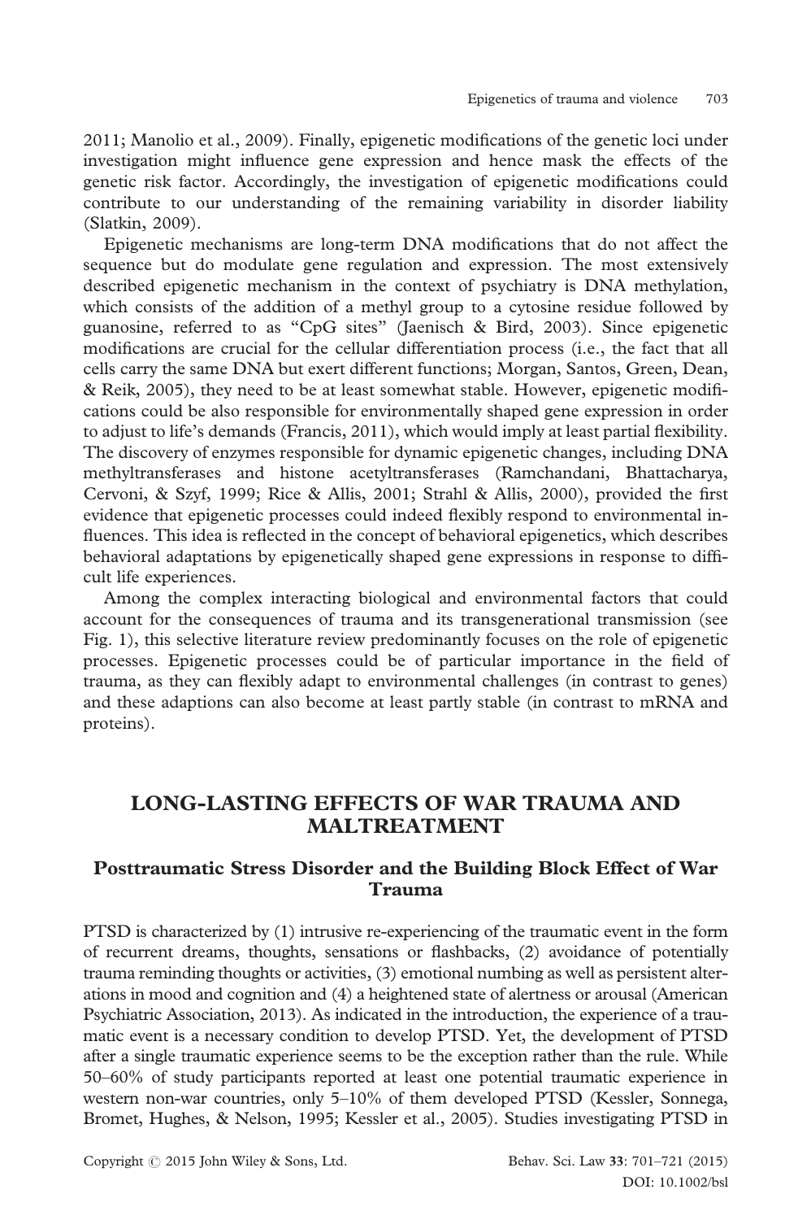2011; Manolio et al., 2009). Finally, epigenetic modifications of the genetic loci under investigation might influence gene expression and hence mask the effects of the genetic risk factor. Accordingly, the investigation of epigenetic modifications could contribute to our understanding of the remaining variability in disorder liability (Slatkin, 2009).

Epigenetic mechanisms are long-term DNA modifications that do not affect the sequence but do modulate gene regulation and expression. The most extensively described epigenetic mechanism in the context of psychiatry is DNA methylation, which consists of the addition of a methyl group to a cytosine residue followed by guanosine, referred to as "CpG sites" (Jaenisch & Bird, 2003). Since epigenetic modifications are crucial for the cellular differentiation process (i.e., the fact that all cells carry the same DNA but exert different functions; Morgan, Santos, Green, Dean, & Reik, 2005), they need to be at least somewhat stable. However, epigenetic modifications could be also responsible for environmentally shaped gene expression in order to adjust to life's demands (Francis, 2011), which would imply at least partial flexibility. The discovery of enzymes responsible for dynamic epigenetic changes, including DNA methyltransferases and histone acetyltransferases (Ramchandani, Bhattacharya, Cervoni, & Szyf, 1999; Rice & Allis, 2001; Strahl & Allis, 2000), provided the first evidence that epigenetic processes could indeed flexibly respond to environmental influences. This idea is reflected in the concept of behavioral epigenetics, which describes behavioral adaptations by epigenetically shaped gene expressions in response to difficult life experiences.

Among the complex interacting biological and environmental factors that could account for the consequences of trauma and its transgenerational transmission (see Fig. 1), this selective literature review predominantly focuses on the role of epigenetic processes. Epigenetic processes could be of particular importance in the field of trauma, as they can flexibly adapt to environmental challenges (in contrast to genes) and these adaptions can also become at least partly stable (in contrast to mRNA and proteins).

## LONG-LASTING EFFECTS OF WAR TRAUMA AND MALTREATMENT

### Posttraumatic Stress Disorder and the Building Block Effect of War Trauma

PTSD is characterized by (1) intrusive re-experiencing of the traumatic event in the form of recurrent dreams, thoughts, sensations or flashbacks, (2) avoidance of potentially trauma reminding thoughts or activities, (3) emotional numbing as well as persistent alterations in mood and cognition and (4) a heightened state of alertness or arousal (American Psychiatric Association, 2013). As indicated in the introduction, the experience of a traumatic event is a necessary condition to develop PTSD. Yet, the development of PTSD after a single traumatic experience seems to be the exception rather than the rule. While 50–60% of study participants reported at least one potential traumatic experience in western non-war countries, only 5–10% of them developed PTSD (Kessler, Sonnega, Bromet, Hughes, & Nelson, 1995; Kessler et al., 2005). Studies investigating PTSD in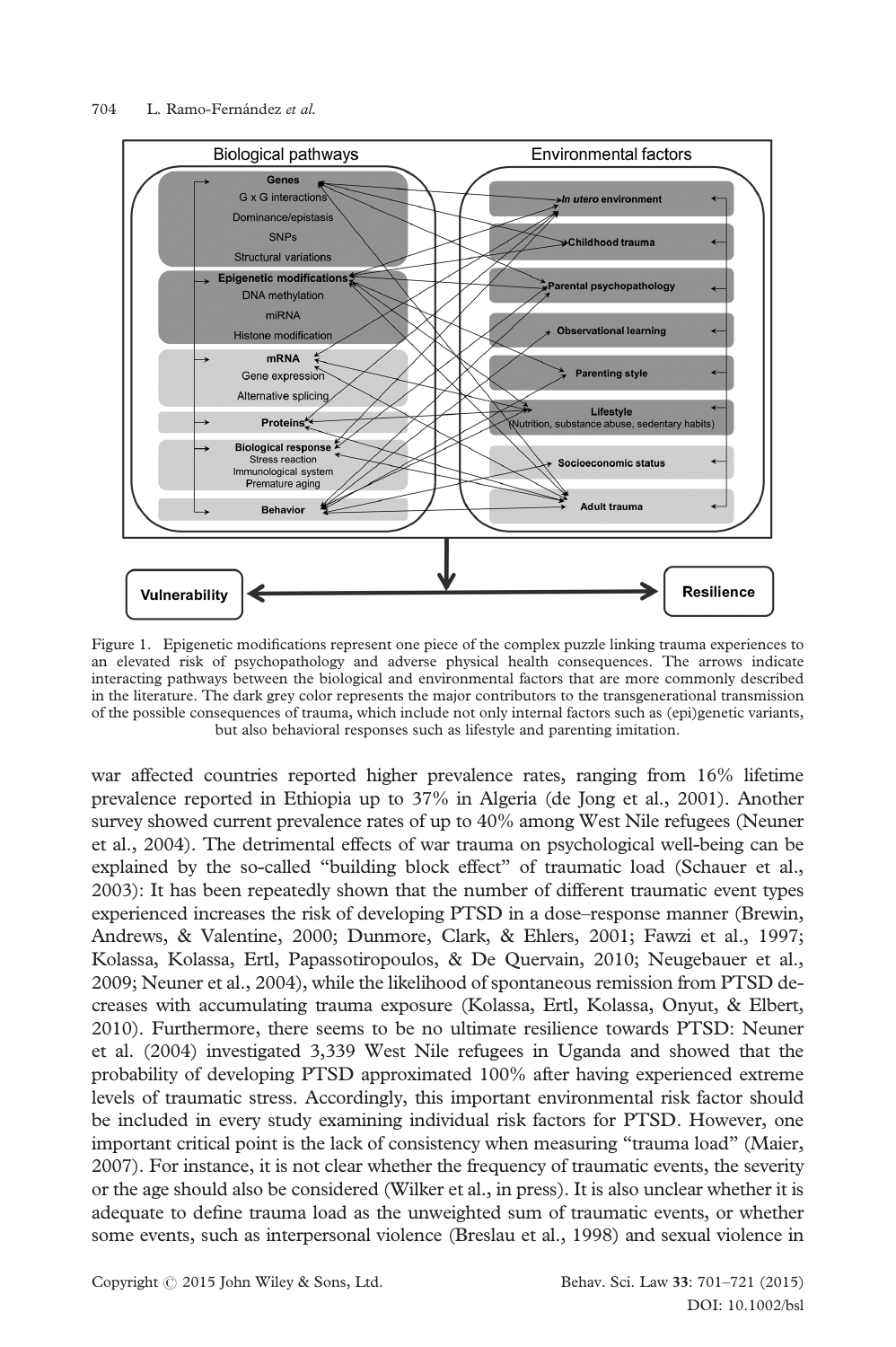Figure 1. Epigenetic modifications represent one piece of the complex puzzle linking trauma experiences to an elevated risk of psychopathology and adverse physical health consequences. The arrows indicate interacting pathways between the biological and environmental factors that are more commonly described in the literature. The dark grey color represents the major contributors to the transgenerational transmission of the possible consequences of trauma, which include not only internal factors such as (epi)genetic variants, but also behavioral responses such as lifestyle and parenting imitation.

war affected countries reported higher prevalence rates, ranging from 16% lifetime prevalence reported in Ethiopia up to 37% in Algeria (de Jong et al., 2001). Another survey showed current prevalence rates of up to 40% among West Nile refugees (Neuner et al., 2004). The detrimental effects of war trauma on psychological well-being can be explained by the so-called "building block effect" of traumatic load (Schauer et al., 2003): It has been repeatedly shown that the number of different traumatic event types experienced increases the risk of developing PTSD in a dose–response manner (Brewin, Andrews, & Valentine, 2000; Dunmore, Clark, & Ehlers, 2001; Fawzi et al., 1997; Kolassa, Kolassa, Ertl, Papassotiropoulos, & De Quervain, 2010; Neugebauer et al., 2009; Neuner et al., 2004), while the likelihood of spontaneous remission from PTSD decreases with accumulating trauma exposure (Kolassa, Ertl, Kolassa, Onyut, & Elbert, 2010). Furthermore, there seems to be no ultimate resilience towards PTSD: Neuner et al. (2004) investigated 3,339 West Nile refugees in Uganda and showed that the probability of developing PTSD approximated 100% after having experienced extreme levels of traumatic stress. Accordingly, this important environmental risk factor should be included in every study examining individual risk factors for PTSD. However, one important critical point is the lack of consistency when measuring "trauma load" (Maier, 2007). For instance, it is not clear whether the frequency of traumatic events, the severity or the age should also be considered (Wilker et al., in press). It is also unclear whether it is adequate to define trauma load as the unweighted sum of traumatic events, or whether some events, such as interpersonal violence (Breslau et al., 1998) and sexual violence in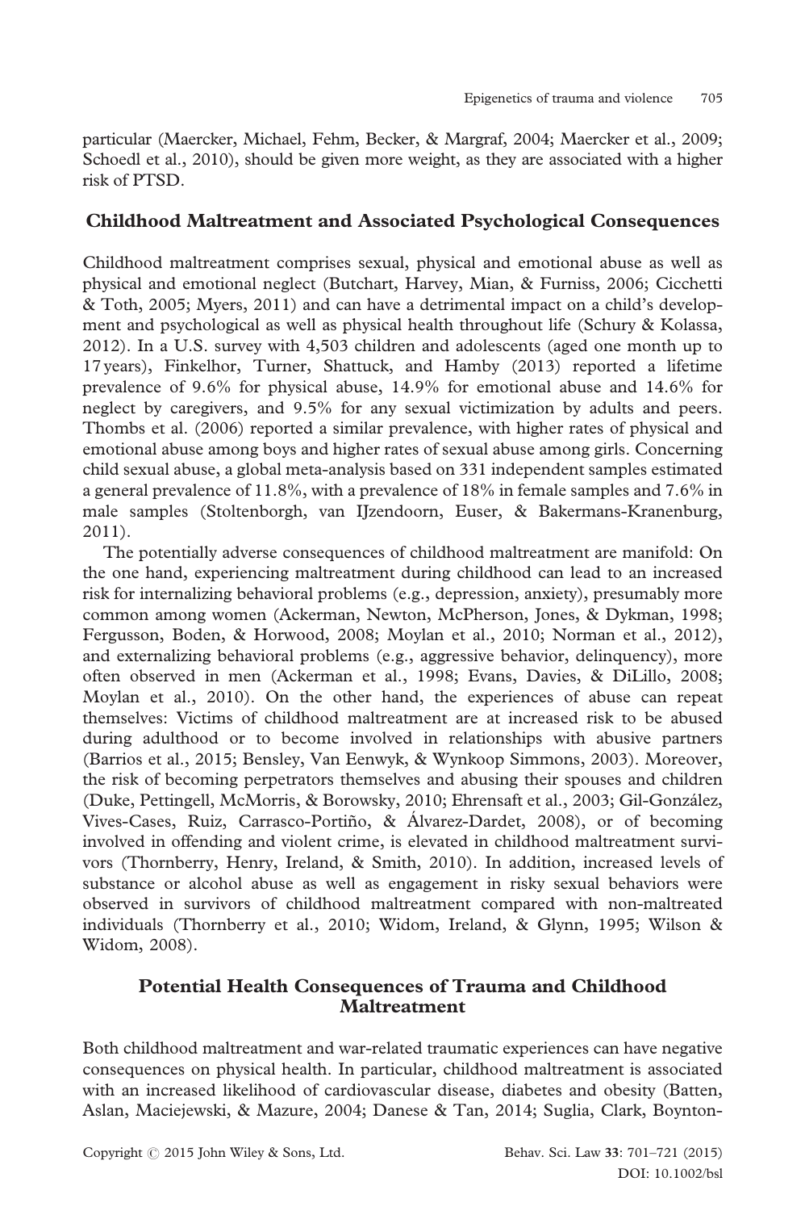particular (Maercker, Michael, Fehm, Becker, & Margraf, 2004; Maercker et al., 2009; Schoedl et al., 2010), should be given more weight, as they are associated with a higher risk of PTSD.

## Childhood Maltreatment and Associated Psychological Consequences

Childhood maltreatment comprises sexual, physical and emotional abuse as well as physical and emotional neglect (Butchart, Harvey, Mian, & Furniss, 2006; Cicchetti & Toth, 2005; Myers, 2011) and can have a detrimental impact on a child's development and psychological as well as physical health throughout life (Schury & Kolassa, 2012). In a U.S. survey with 4,503 children and adolescents (aged one month up to 17 years), Finkelhor, Turner, Shattuck, and Hamby (2013) reported a lifetime prevalence of 9.6% for physical abuse, 14.9% for emotional abuse and 14.6% for neglect by caregivers, and 9.5% for any sexual victimization by adults and peers. Thombs et al. (2006) reported a similar prevalence, with higher rates of physical and emotional abuse among boys and higher rates of sexual abuse among girls. Concerning child sexual abuse, a global meta-analysis based on 331 independent samples estimated a general prevalence of 11.8%, with a prevalence of 18% in female samples and 7.6% in male samples (Stoltenborgh, van IJzendoorn, Euser, & Bakermans-Kranenburg, 2011).

The potentially adverse consequences of childhood maltreatment are manifold: On the one hand, experiencing maltreatment during childhood can lead to an increased risk for internalizing behavioral problems (e.g., depression, anxiety), presumably more common among women (Ackerman, Newton, McPherson, Jones, & Dykman, 1998; Fergusson, Boden, & Horwood, 2008; Moylan et al., 2010; Norman et al., 2012), and externalizing behavioral problems (e.g., aggressive behavior, delinquency), more often observed in men (Ackerman et al., 1998; Evans, Davies, & DiLillo, 2008; Moylan et al., 2010). On the other hand, the experiences of abuse can repeat themselves: Victims of childhood maltreatment are at increased risk to be abused during adulthood or to become involved in relationships with abusive partners (Barrios et al., 2015; Bensley, Van Eenwyk, & Wynkoop Simmons, 2003). Moreover, the risk of becoming perpetrators themselves and abusing their spouses and children (Duke, Pettingell, McMorris, & Borowsky, 2010; Ehrensaft et al., 2003; Gil-González, Vives-Cases, Ruiz, Carrasco-Portiño, & Álvarez-Dardet, 2008), or of becoming involved in offending and violent crime, is elevated in childhood maltreatment survivors (Thornberry, Henry, Ireland, & Smith, 2010). In addition, increased levels of substance or alcohol abuse as well as engagement in risky sexual behaviors were observed in survivors of childhood maltreatment compared with non-maltreated individuals (Thornberry et al., 2010; Widom, Ireland, & Glynn, 1995; Wilson & Widom, 2008).

## Potential Health Consequences of Trauma and Childhood Maltreatment

Both childhood maltreatment and war-related traumatic experiences can have negative consequences on physical health. In particular, childhood maltreatment is associated with an increased likelihood of cardiovascular disease, diabetes and obesity (Batten, Aslan, Maciejewski, & Mazure, 2004; Danese & Tan, 2014; Suglia, Clark, Boynton-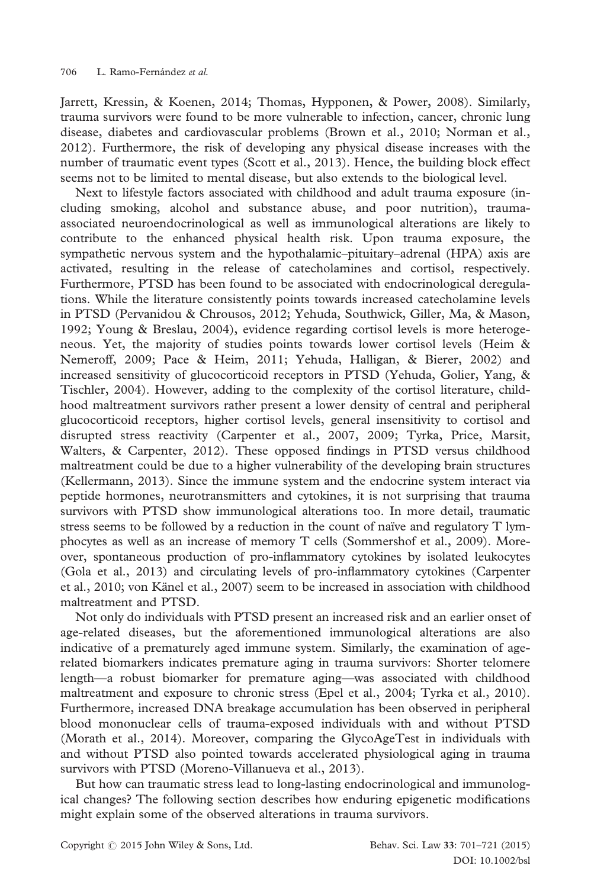Jarrett, Kressin, & Koenen, 2014; Thomas, Hypponen, & Power, 2008). Similarly, trauma survivors were found to be more vulnerable to infection, cancer, chronic lung disease, diabetes and cardiovascular problems (Brown et al., 2010; Norman et al., 2012). Furthermore, the risk of developing any physical disease increases with the number of traumatic event types (Scott et al., 2013). Hence, the building block effect seems not to be limited to mental disease, but also extends to the biological level.

Next to lifestyle factors associated with childhood and adult trauma exposure (including smoking, alcohol and substance abuse, and poor nutrition), trauma-associated neuroendocrinological as well as immunological alterations are likely to contribute to the enhanced physical health risk. Upon trauma exposure, the sympathetic nervous system and the hypothalamic–pituitary–adrenal (HPA) axis are activated, resulting in the release of catecholamines and cortisol, respectively. Furthermore, PTSD has been found to be associated with endocrinological deregulations. While the literature consistently points towards increased catecholamine levels in PTSD (Pervanidou & Chrousos, 2012; Yehuda, Southwick, Giller, Ma, & Mason, 1992; Young & Breslau, 2004), evidence regarding cortisol levels is more heterogeneous. Yet, the majority of studies points towards lower cortisol levels (Heim & Nemeroff, 2009; Pace & Heim, 2011; Yehuda, Halligan, & Bierer, 2002) and increased sensitivity of glucocorticoid receptors in PTSD (Yehuda, Golier, Yang, & Tischler, 2004). However, adding to the complexity of the cortisol literature, childhood maltreatment survivors rather present a lower density of central and peripheral glucocorticoid receptors, higher cortisol levels, general insensitivity to cortisol and disrupted stress reactivity (Carpenter et al., 2007, 2009; Tyrka, Price, Marsit, Walters, & Carpenter, 2012). These opposed findings in PTSD versus childhood maltreatment could be due to a higher vulnerability of the developing brain structures (Kellermann, 2013). Since the immune system and the endocrine system interact via peptide hormones, neurotransmitters and cytokines, it is not surprising that trauma survivors with PTSD show immunological alterations too. In more detail, traumatic stress seems to be followed by a reduction in the count of naïve and regulatory T lymphocytes as well as an increase of memory T cells (Sommershof et al., 2009). Moreover, spontaneous production of pro-inflammatory cytokines by isolated leukocytes (Gola et al., 2013) and circulating levels of pro-inflammatory cytokines (Carpenter et al., 2010; von Känel et al., 2007) seem to be increased in association with childhood maltreatment and PTSD.

Not only do individuals with PTSD present an increased risk and an earlier onset of age-related diseases, but the aforementioned immunological alterations are also indicative of a prematurely aged immune system. Similarly, the examination of age-related biomarkers indicates premature aging in trauma survivors: Shorter telomere length—a robust biomarker for premature aging—was associated with childhood maltreatment and exposure to chronic stress (Epel et al., 2004; Tyrka et al., 2010). Furthermore, increased DNA breakage accumulation has been observed in peripheral blood mononuclear cells of trauma-exposed individuals with and without PTSD (Morath et al., 2014). Moreover, comparing the GlycoAgeTest in individuals with and without PTSD also pointed towards accelerated physiological aging in trauma survivors with PTSD (Moreno-Villanueva et al., 2013).

But how can traumatic stress lead to long-lasting endocrinological and immunological changes? The following section describes how enduring epigenetic modifications might explain some of the observed alterations in trauma survivors.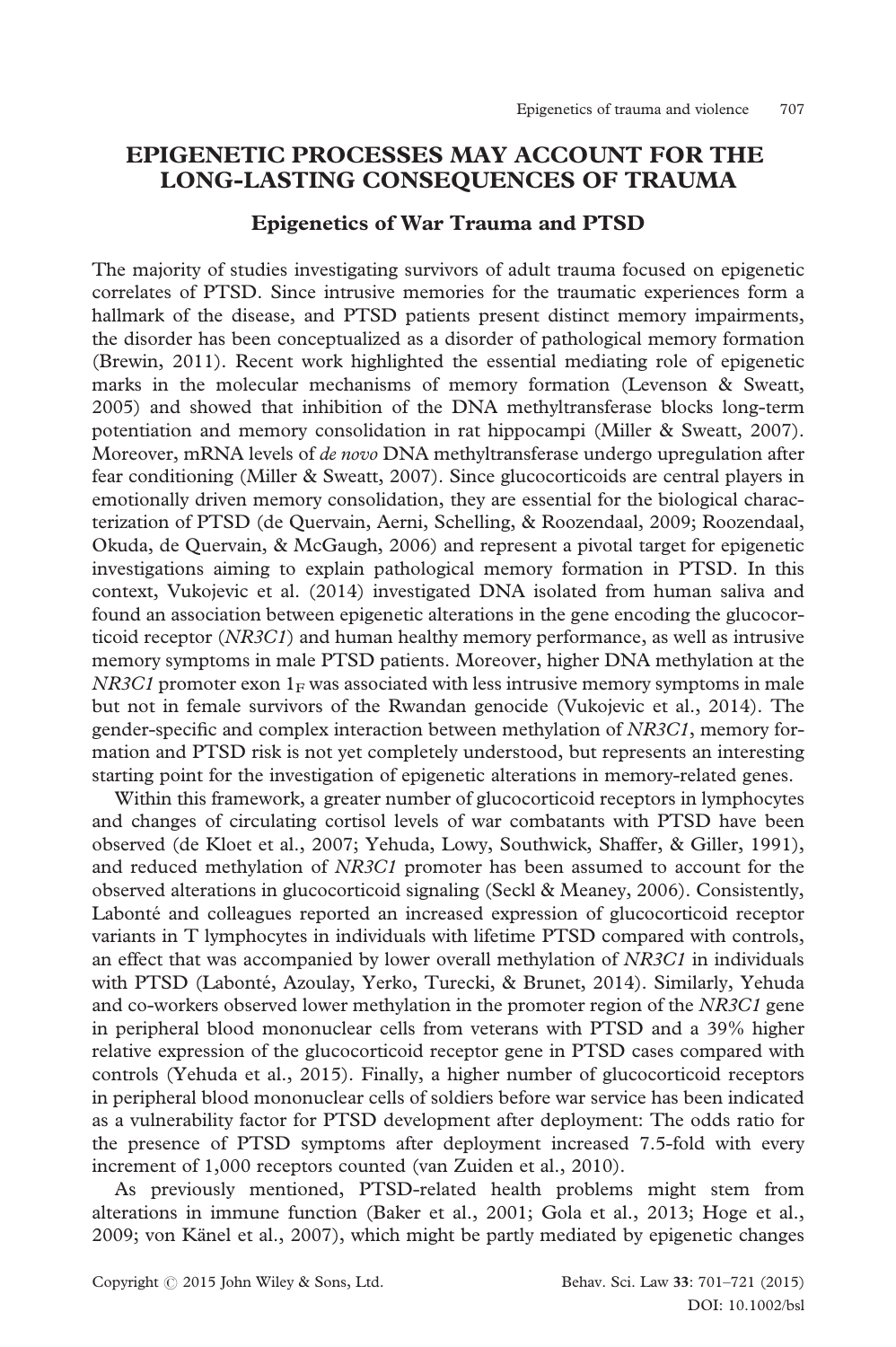## EPIGENETIC PROCESSES MAY ACCOUNT FOR THE LONG-LASTING CONSEQUENCES OF TRAUMA

### Epigenetics of War Trauma and PTSD

The majority of studies investigating survivors of adult trauma focused on epigenetic correlates of PTSD. Since intrusive memories for the traumatic experiences form a hallmark of the disease, and PTSD patients present distinct memory impairments, the disorder has been conceptualized as a disorder of pathological memory formation (Brewin, 2011). Recent work highlighted the essential mediating role of epigenetic marks in the molecular mechanisms of memory formation (Levenson & Sweatt, 2005) and showed that inhibition of the DNA methyltransferase blocks long-term potentiation and memory consolidation in rat hippocampi (Miller & Sweatt, 2007). Moreover, mRNA levels of *de novo* DNA methyltransferase undergo upregulation after fear conditioning (Miller & Sweatt, 2007). Since glucocorticoids are central players in emotionally driven memory consolidation, they are essential for the biological characterization of PTSD (de Quervain, Aerni, Schelling, & Roozendaal, 2009; Roozendaal, Okuda, de Quervain, & McGaugh, 2006) and represent a pivotal target for epigenetic investigations aiming to explain pathological memory formation in PTSD. In this context, Vukojevic et al. (2014) investigated DNA isolated from human saliva and found an association between epigenetic alterations in the gene encoding the glucocorticoid receptor (*NR3C1*) and human healthy memory performance, as well as intrusive memory symptoms in male PTSD patients. Moreover, higher DNA methylation at the *NR3C1* promoter exon $1_F$ was associated with less intrusive memory symptoms in male but not in female survivors of the Rwandan genocide (Vukojevic et al., 2014). The gender-specific and complex interaction between methylation of *NR3C1*, memory formation and PTSD risk is not yet completely understood, but represents an interesting starting point for the investigation of epigenetic alterations in memory-related genes.

Within this framework, a greater number of glucocorticoid receptors in lymphocytes and changes of circulating cortisol levels of war combatants with PTSD have been observed (de Kloet et al., 2007; Yehuda, Lowy, Southwick, Shaffer, & Giller, 1991), and reduced methylation of *NR3C1* promoter has been assumed to account for the observed alterations in glucocorticoid signaling (Seckl & Meaney, 2006). Consistently, Labonté and colleagues reported an increased expression of glucocorticoid receptor variants in T lymphocytes in individuals with lifetime PTSD compared with controls, an effect that was accompanied by lower overall methylation of *NR3C1* in individuals with PTSD (Labonté, Azoulay, Yerko, Turecki, & Brunet, 2014). Similarly, Yehuda and co-workers observed lower methylation in the promoter region of the *NR3C1* gene in peripheral blood mononuclear cells from veterans with PTSD and a 39% higher relative expression of the glucocorticoid receptor gene in PTSD cases compared with controls (Yehuda et al., 2015). Finally, a higher number of glucocorticoid receptors in peripheral blood mononuclear cells of soldiers before war service has been indicated as a vulnerability factor for PTSD development after deployment: The odds ratio for the presence of PTSD symptoms after deployment increased 7.5-fold with every increment of 1,000 receptors counted (van Zuiden et al., 2010).

As previously mentioned, PTSD-related health problems might stem from alterations in immune function (Baker et al., 2001; Gola et al., 2013; Hoge et al., 2009; von Känel et al., 2007), which might be partly mediated by epigenetic changes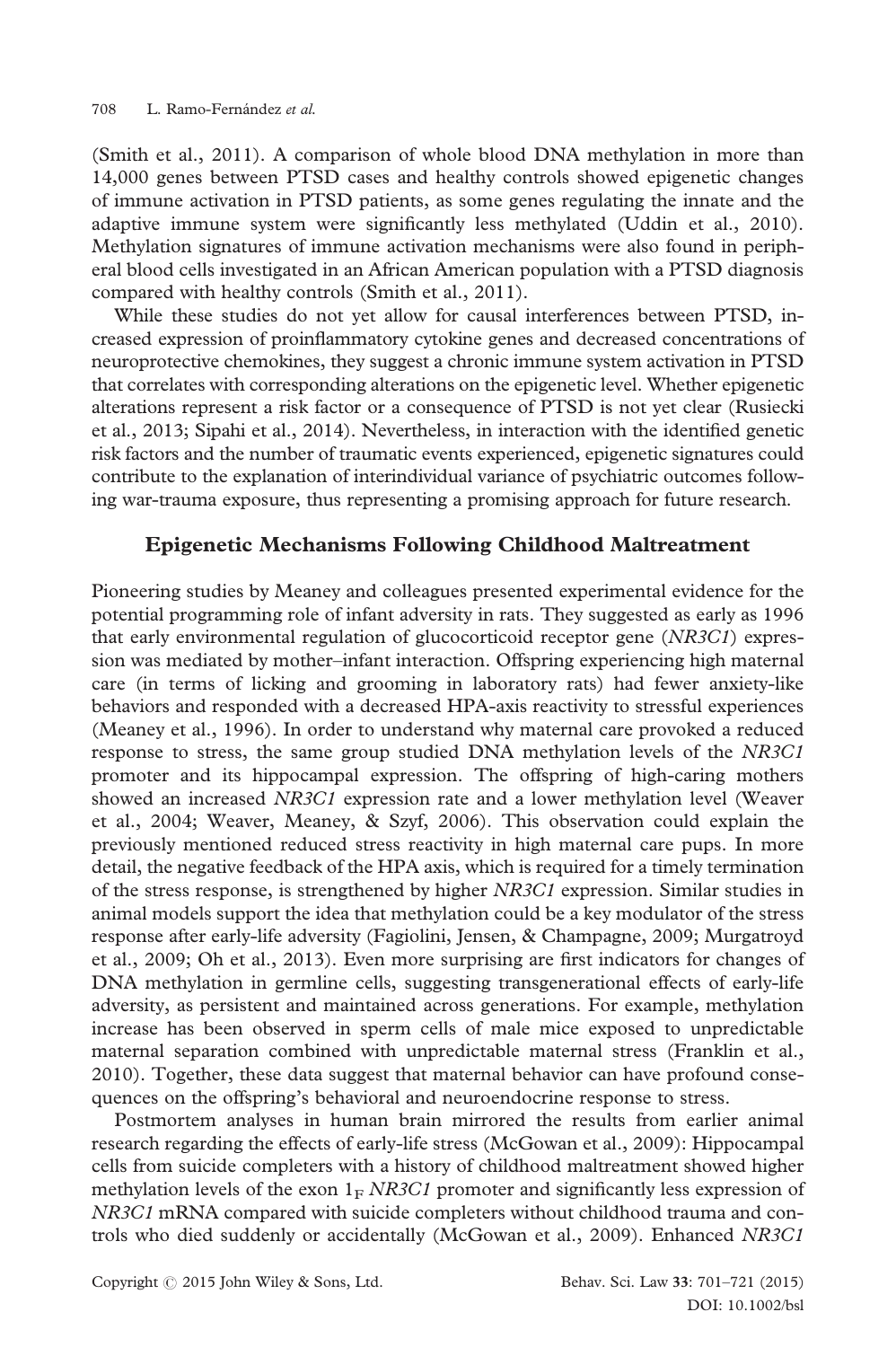(Smith et al., 2011). A comparison of whole blood DNA methylation in more than 14,000 genes between PTSD cases and healthy controls showed epigenetic changes of immune activation in PTSD patients, as some genes regulating the innate and the adaptive immune system were significantly less methylated (Uddin et al., 2010). Methylation signatures of immune activation mechanisms were also found in peripheral blood cells investigated in an African American population with a PTSD diagnosis compared with healthy controls (Smith et al., 2011).

While these studies do not yet allow for causal interferences between PTSD, increased expression of proinflammatory cytokine genes and decreased concentrations of neuroprotective chemokines, they suggest a chronic immune system activation in PTSD that correlates with corresponding alterations on the epigenetic level. Whether epigenetic alterations represent a risk factor or a consequence of PTSD is not yet clear (Rusiecki et al., 2013; Sipahi et al., 2014). Nevertheless, in interaction with the identified genetic risk factors and the number of traumatic events experienced, epigenetic signatures could contribute to the explanation of interindividual variance of psychiatric outcomes following war-trauma exposure, thus representing a promising approach for future research.

## Epigenetic Mechanisms Following Childhood Maltreatment

Pioneering studies by Meaney and colleagues presented experimental evidence for the potential programming role of infant adversity in rats. They suggested as early as 1996 that early environmental regulation of glucocorticoid receptor gene (*NR3C1*) expression was mediated by mother–infant interaction. Offspring experiencing high maternal care (in terms of licking and grooming in laboratory rats) had fewer anxiety-like behaviors and responded with a decreased HPA-axis reactivity to stressful experiences (Meaney et al., 1996). In order to understand why maternal care provoked a reduced response to stress, the same group studied DNA methylation levels of the *NR3C1* promoter and its hippocampal expression. The offspring of high-caring mothers showed an increased *NR3C1* expression rate and a lower methylation level (Weaver et al., 2004; Weaver, Meaney, & Szyf, 2006). This observation could explain the previously mentioned reduced stress reactivity in high maternal care pups. In more detail, the negative feedback of the HPA axis, which is required for a timely termination of the stress response, is strengthened by higher *NR3C1* expression. Similar studies in animal models support the idea that methylation could be a key modulator of the stress response after early-life adversity (Fagiolini, Jensen, & Champagne, 2009; Murgatroyd et al., 2009; Oh et al., 2013). Even more surprising are first indicators for changes of DNA methylation in germline cells, suggesting transgenerational effects of early-life adversity, as persistent and maintained across generations. For example, methylation increase has been observed in sperm cells of male mice exposed to unpredictable maternal separation combined with unpredictable maternal stress (Franklin et al., 2010). Together, these data suggest that maternal behavior can have profound consequences on the offspring's behavioral and neuroendocrine response to stress.

Postmortem analyses in human brain mirrored the results from earlier animal research regarding the effects of early-life stress (McGowan et al., 2009): Hippocampal cells from suicide completers with a history of childhood maltreatment showed higher methylation levels of the exon $1_F$ *NR3C1* promoter and significantly less expression of *NR3C1* mRNA compared with suicide completers without childhood trauma and controls who died suddenly or accidentally (McGowan et al., 2009). Enhanced *NR3C1*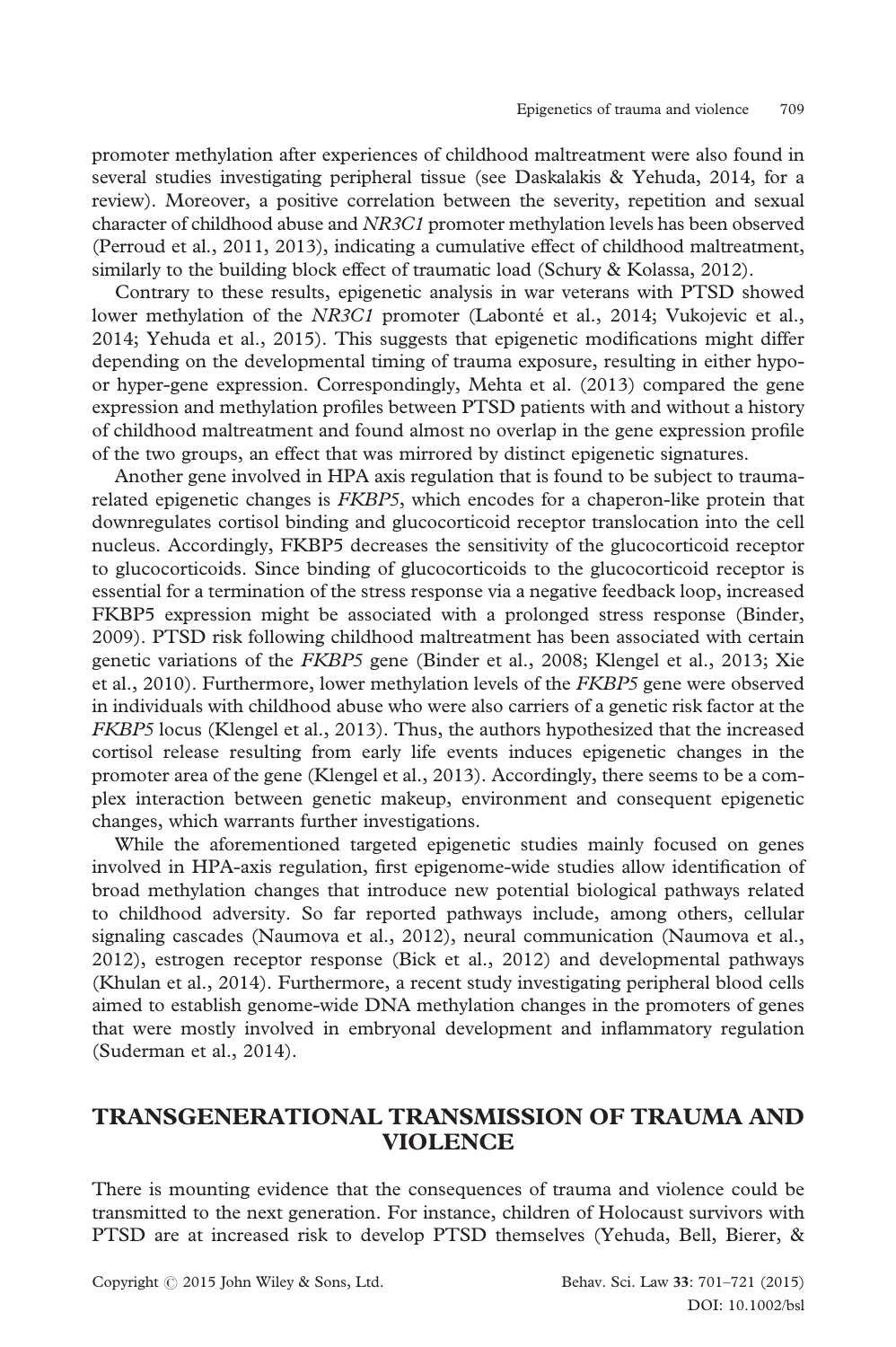promoter methylation after experiences of childhood maltreatment were also found in several studies investigating peripheral tissue (see Daskalakis & Yehuda, 2014, for a review). Moreover, a positive correlation between the severity, repetition and sexual character of childhood abuse and *NR3C1* promoter methylation levels has been observed (Perroud et al., 2011, 2013), indicating a cumulative effect of childhood maltreatment, similarly to the building block effect of traumatic load (Schury & Kolassa, 2012).

Contrary to these results, epigenetic analysis in war veterans with PTSD showed lower methylation of the *NR3C1* promoter (Labonté et al., 2014; Vukojevic et al., 2014; Yehuda et al., 2015). This suggests that epigenetic modifications might differ depending on the developmental timing of trauma exposure, resulting in either hypo- or hyper-gene expression. Correspondingly, Mehta et al. (2013) compared the gene expression and methylation profiles between PTSD patients with and without a history of childhood maltreatment and found almost no overlap in the gene expression profile of the two groups, an effect that was mirrored by distinct epigenetic signatures.

Another gene involved in HPA axis regulation that is found to be subject to trauma-related epigenetic changes is *FKBP5*, which encodes for a chaperon-like protein that downregulates cortisol binding and glucocorticoid receptor translocation into the cell nucleus. Accordingly, FKBP5 decreases the sensitivity of the glucocorticoid receptor to glucocorticoids. Since binding of glucocorticoids to the glucocorticoid receptor is essential for a termination of the stress response via a negative feedback loop, increased FKBP5 expression might be associated with a prolonged stress response (Binder, 2009). PTSD risk following childhood maltreatment has been associated with certain genetic variations of the *FKBP5* gene (Binder et al., 2008; Klengel et al., 2013; Xie et al., 2010). Furthermore, lower methylation levels of the *FKBP5* gene were observed in individuals with childhood abuse who were also carriers of a genetic risk factor at the *FKBP5* locus (Klengel et al., 2013). Thus, the authors hypothesized that the increased cortisol release resulting from early life events induces epigenetic changes in the promoter area of the gene (Klengel et al., 2013). Accordingly, there seems to be a complex interaction between genetic makeup, environment and consequent epigenetic changes, which warrants further investigations.

While the aforementioned targeted epigenetic studies mainly focused on genes involved in HPA-axis regulation, first epigenome-wide studies allow identification of broad methylation changes that introduce new potential biological pathways related to childhood adversity. So far reported pathways include, among others, cellular signaling cascades (Naumova et al., 2012), neural communication (Naumova et al., 2012), estrogen receptor response (Bick et al., 2012) and developmental pathways (Khulan et al., 2014). Furthermore, a recent study investigating peripheral blood cells aimed to establish genome-wide DNA methylation changes in the promoters of genes that were mostly involved in embryonal development and inflammatory regulation (Suderman et al., 2014).

## TRANSGENERATIONAL TRANSMISSION OF TRAUMA AND VIOLENCE

There is mounting evidence that the consequences of trauma and violence could be transmitted to the next generation. For instance, children of Holocaust survivors with PTSD are at increased risk to develop PTSD themselves (Yehuda, Bell, Bierer, &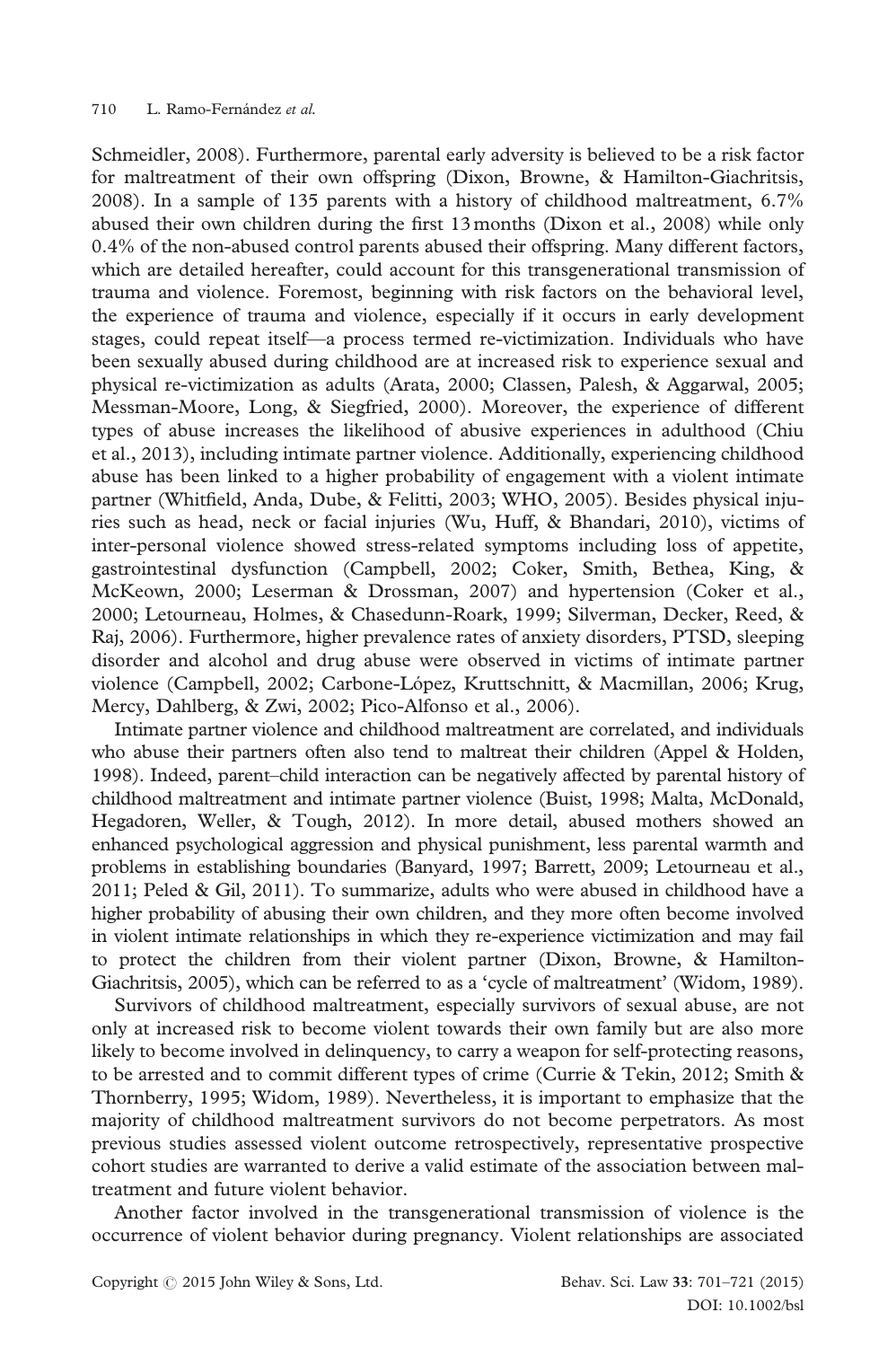Schmeidler, 2008). Furthermore, parental early adversity is believed to be a risk factor for maltreatment of their own offspring (Dixon, Browne, & Hamilton-Giachritsis, 2008). In a sample of 135 parents with a history of childhood maltreatment, 6.7% abused their own children during the first 13 months (Dixon et al., 2008) while only 0.4% of the non-abused control parents abused their offspring. Many different factors, which are detailed hereafter, could account for this transgenerational transmission of trauma and violence. Foremost, beginning with risk factors on the behavioral level, the experience of trauma and violence, especially if it occurs in early development stages, could repeat itself—a process termed re-victimization. Individuals who have been sexually abused during childhood are at increased risk to experience sexual and physical re-victimization as adults (Arata, 2000; Classen, Palesh, & Aggarwal, 2005; Messman-Moore, Long, & Siegfried, 2000). Moreover, the experience of different types of abuse increases the likelihood of abusive experiences in adulthood (Chiu et al., 2013), including intimate partner violence. Additionally, experiencing childhood abuse has been linked to a higher probability of engagement with a violent intimate partner (Whitfield, Anda, Dube, & Felitti, 2003; WHO, 2005). Besides physical injuries such as head, neck or facial injuries (Wu, Huff, & Bhandari, 2010), victims of inter-personal violence showed stress-related symptoms including loss of appetite, gastrointestinal dysfunction (Campbell, 2002; Coker, Smith, Bethea, King, & McKeown, 2000; Leserman & Drossman, 2007) and hypertension (Coker et al., 2000; Letourneau, Holmes, & Chasedunn-Roark, 1999; Silverman, Decker, Reed, & Raj, 2006). Furthermore, higher prevalence rates of anxiety disorders, PTSD, sleeping disorder and alcohol and drug abuse were observed in victims of intimate partner violence (Campbell, 2002; Carbone-López, Kruttschnitt, & Macmillan, 2006; Krug, Mercy, Dahlberg, & Zwi, 2002; Pico-Alfonso et al., 2006).

Intimate partner violence and childhood maltreatment are correlated, and individuals who abuse their partners often also tend to maltreat their children (Appel & Holden, 1998). Indeed, parent–child interaction can be negatively affected by parental history of childhood maltreatment and intimate partner violence (Buist, 1998; Malta, McDonald, Hegadoren, Weller, & Tough, 2012). In more detail, abused mothers showed an enhanced psychological aggression and physical punishment, less parental warmth and problems in establishing boundaries (Banyard, 1997; Barrett, 2009; Letourneau et al., 2011; Peled & Gil, 2011). To summarize, adults who were abused in childhood have a higher probability of abusing their own children, and they more often become involved in violent intimate relationships in which they re-experience victimization and may fail to protect the children from their violent partner (Dixon, Browne, & Hamilton-Giachritsis, 2005), which can be referred to as a 'cycle of maltreatment' (Widom, 1989).

Survivors of childhood maltreatment, especially survivors of sexual abuse, are not only at increased risk to become violent towards their own family but are also more likely to become involved in delinquency, to carry a weapon for self-protecting reasons, to be arrested and to commit different types of crime (Currie & Tekin, 2012; Smith & Thornberry, 1995; Widom, 1989). Nevertheless, it is important to emphasize that the majority of childhood maltreatment survivors do not become perpetrators. As most previous studies assessed violent outcome retrospectively, representative prospective cohort studies are warranted to derive a valid estimate of the association between maltreatment and future violent behavior.

Another factor involved in the transgenerational transmission of violence is the occurrence of violent behavior during pregnancy. Violent relationships are associated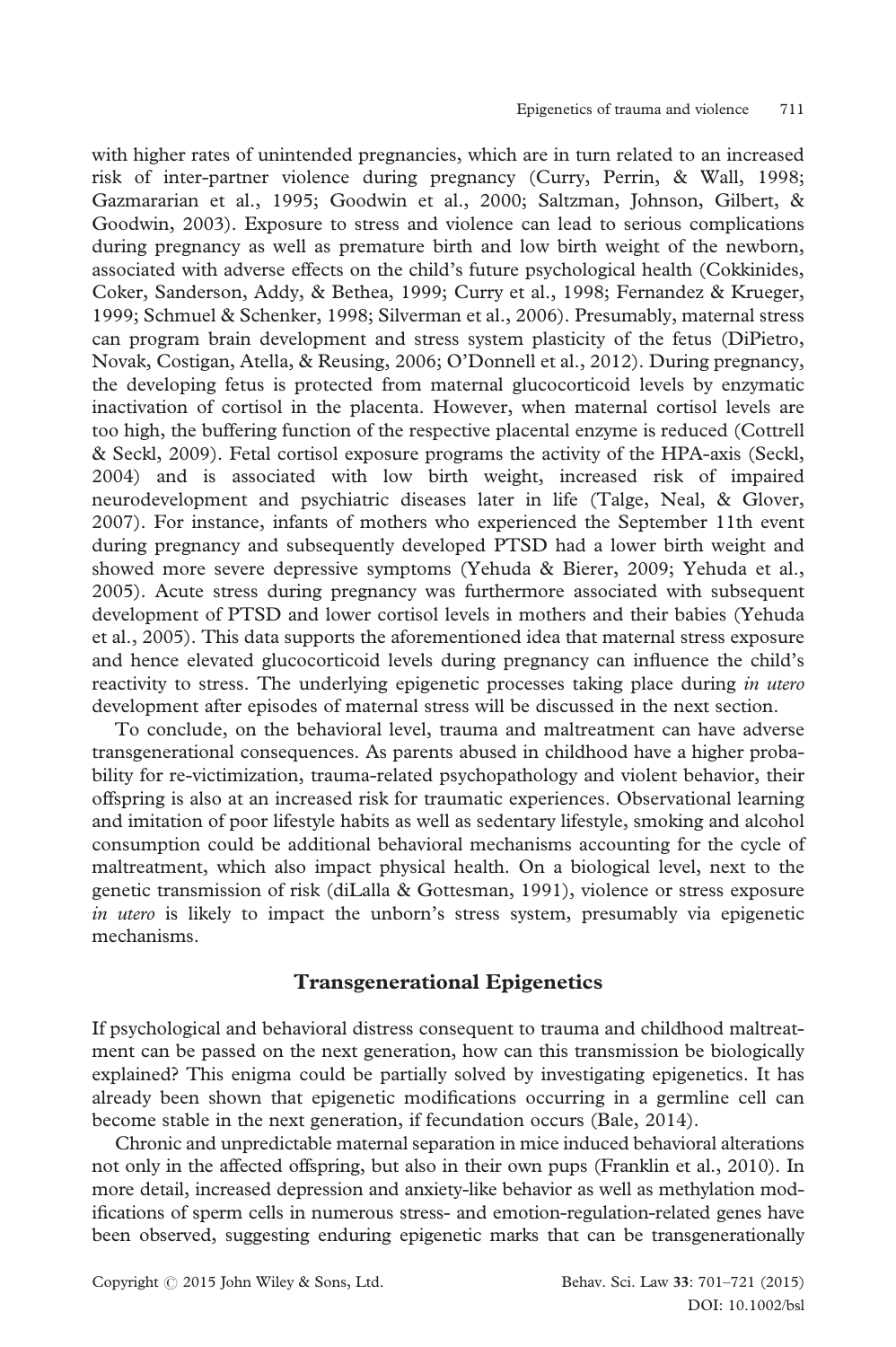with higher rates of unintended pregnancies, which are in turn related to an increased risk of inter-partner violence during pregnancy (Curry, Perrin, & Wall, 1998; Gazmararian et al., 1995; Goodwin et al., 2000; Saltzman, Johnson, Gilbert, & Goodwin, 2003). Exposure to stress and violence can lead to serious complications during pregnancy as well as premature birth and low birth weight of the newborn, associated with adverse effects on the child's future psychological health (Cokkinides, Coker, Sanderson, Addy, & Bethea, 1999; Curry et al., 1998; Fernandez & Krueger, 1999; Schmuel & Schenker, 1998; Silverman et al., 2006). Presumably, maternal stress can program brain development and stress system plasticity of the fetus (DiPietro, Novak, Costigan, Atella, & Reusing, 2006; O'Donnell et al., 2012). During pregnancy, the developing fetus is protected from maternal glucocorticoid levels by enzymatic inactivation of cortisol in the placenta. However, when maternal cortisol levels are too high, the buffering function of the respective placental enzyme is reduced (Cottrell & Seckl, 2009). Fetal cortisol exposure programs the activity of the HPA-axis (Seckl, 2004) and is associated with low birth weight, increased risk of impaired neurodevelopment and psychiatric diseases later in life (Talge, Neal, & Glover, 2007). For instance, infants of mothers who experienced the September 11th event during pregnancy and subsequently developed PTSD had a lower birth weight and showed more severe depressive symptoms (Yehuda & Bierer, 2009; Yehuda et al., 2005). Acute stress during pregnancy was furthermore associated with subsequent development of PTSD and lower cortisol levels in mothers and their babies (Yehuda et al., 2005). This data supports the aforementioned idea that maternal stress exposure and hence elevated glucocorticoid levels during pregnancy can influence the child's reactivity to stress. The underlying epigenetic processes taking place during *in utero* development after episodes of maternal stress will be discussed in the next section.

To conclude, on the behavioral level, trauma and maltreatment can have adverse transgenerational consequences. As parents abused in childhood have a higher probability for re-victimization, trauma-related psychopathology and violent behavior, their offspring is also at an increased risk for traumatic experiences. Observational learning and imitation of poor lifestyle habits as well as sedentary lifestyle, smoking and alcohol consumption could be additional behavioral mechanisms accounting for the cycle of maltreatment, which also impact physical health. On a biological level, next to the genetic transmission of risk (diLalla & Gottesman, 1991), violence or stress exposure *in utero* is likely to impact the unborn's stress system, presumably via epigenetic mechanisms.

## Transgenerational Epigenetics

If psychological and behavioral distress consequent to trauma and childhood maltreatment can be passed on the next generation, how can this transmission be biologically explained? This enigma could be partially solved by investigating epigenetics. It has already been shown that epigenetic modifications occurring in a germline cell can become stable in the next generation, if fecundation occurs (Bale, 2014).

Chronic and unpredictable maternal separation in mice induced behavioral alterations not only in the affected offspring, but also in their own pups (Franklin et al., 2010). In more detail, increased depression and anxiety-like behavior as well as methylation modifications of sperm cells in numerous stress- and emotion-regulation-related genes have been observed, suggesting enduring epigenetic marks that can be transgenerationally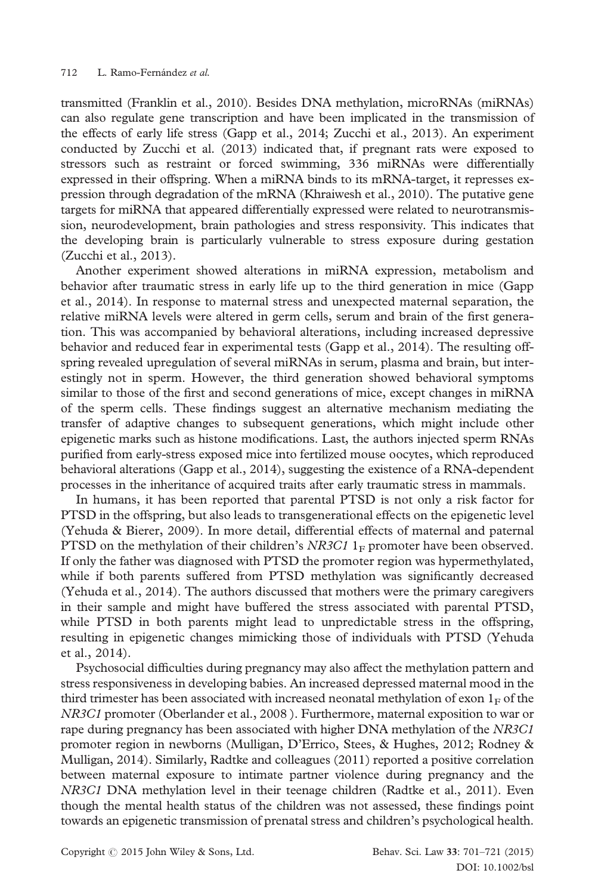transmitted (Franklin et al., 2010). Besides DNA methylation, microRNAs (miRNAs) can also regulate gene transcription and have been implicated in the transmission of the effects of early life stress (Gapp et al., 2014; Zucchi et al., 2013). An experiment conducted by Zucchi et al. (2013) indicated that, if pregnant rats were exposed to stressors such as restraint or forced swimming, 336 miRNAs were differentially expressed in their offspring. When a miRNA binds to its mRNA-target, it represses expression through degradation of the mRNA (Khraiwesh et al., 2010). The putative gene targets for miRNA that appeared differentially expressed were related to neurotransmission, neurodevelopment, brain pathologies and stress responsivity. This indicates that the developing brain is particularly vulnerable to stress exposure during gestation (Zucchi et al., 2013).

Another experiment showed alterations in miRNA expression, metabolism and behavior after traumatic stress in early life up to the third generation in mice (Gapp et al., 2014). In response to maternal stress and unexpected maternal separation, the relative miRNA levels were altered in germ cells, serum and brain of the first generation. This was accompanied by behavioral alterations, including increased depressive behavior and reduced fear in experimental tests (Gapp et al., 2014). The resulting offspring revealed upregulation of several miRNAs in serum, plasma and brain, but interestingly not in sperm. However, the third generation showed behavioral symptoms similar to those of the first and second generations of mice, except changes in miRNA of the sperm cells. These findings suggest an alternative mechanism mediating the transfer of adaptive changes to subsequent generations, which might include other epigenetic marks such as histone modifications. Last, the authors injected sperm RNAs purified from early-stress exposed mice into fertilized mouse oocytes, which reproduced behavioral alterations (Gapp et al., 2014), suggesting the existence of a RNA-dependent processes in the inheritance of acquired traits after early traumatic stress in mammals.

In humans, it has been reported that parental PTSD is not only a risk factor for PTSD in the offspring, but also leads to transgenerational effects on the epigenetic level (Yehuda & Bierer, 2009). In more detail, differential effects of maternal and paternal PTSD on the methylation of their children's *NR3C1* $1_F$ promoter have been observed. If only the father was diagnosed with PTSD the promoter region was hypermethylated, while if both parents suffered from PTSD methylation was significantly decreased (Yehuda et al., 2014). The authors discussed that mothers were the primary caregivers in their sample and might have buffered the stress associated with parental PTSD, while PTSD in both parents might lead to unpredictable stress in the offspring, resulting in epigenetic changes mimicking those of individuals with PTSD (Yehuda et al., 2014).

Psychosocial difficulties during pregnancy may also affect the methylation pattern and stress responsiveness in developing babies. An increased depressed maternal mood in the third trimester has been associated with increased neonatal methylation of exon $1_F$ of the *NR3C1* promoter (Oberlander et al., 2008 ). Furthermore, maternal exposition to war or rape during pregnancy has been associated with higher DNA methylation of the *NR3C1* promoter region in newborns (Mulligan, D'Errico, Stees, & Hughes, 2012; Rodney & Mulligan, 2014). Similarly, Radtke and colleagues (2011) reported a positive correlation between maternal exposure to intimate partner violence during pregnancy and the *NR3C1* DNA methylation level in their teenage children (Radtke et al., 2011). Even though the mental health status of the children was not assessed, these findings point towards an epigenetic transmission of prenatal stress and children's psychological health.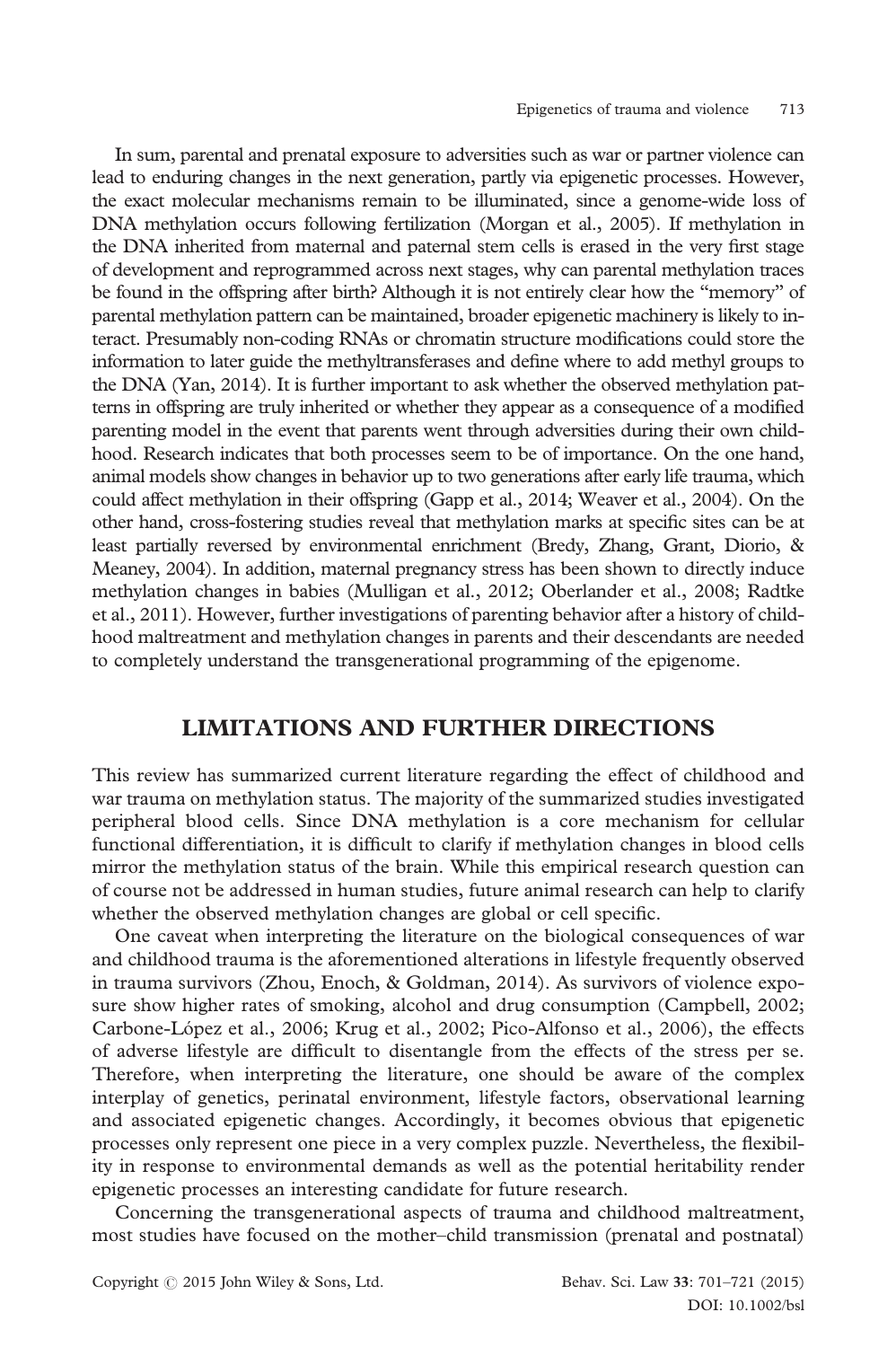In sum, parental and prenatal exposure to adversities such as war or partner violence can lead to enduring changes in the next generation, partly via epigenetic processes. However, the exact molecular mechanisms remain to be illuminated, since a genome-wide loss of DNA methylation occurs following fertilization (Morgan et al., 2005). If methylation in the DNA inherited from maternal and paternal stem cells is erased in the very first stage of development and reprogrammed across next stages, why can parental methylation traces be found in the offspring after birth? Although it is not entirely clear how the "memory" of parental methylation pattern can be maintained, broader epigenetic machinery is likely to interact. Presumably non-coding RNAs or chromatin structure modifications could store the information to later guide the methyltransferases and define where to add methyl groups to the DNA (Yan, 2014). It is further important to ask whether the observed methylation patterns in offspring are truly inherited or whether they appear as a consequence of a modified parenting model in the event that parents went through adversities during their own childhood. Research indicates that both processes seem to be of importance. On the one hand, animal models show changes in behavior up to two generations after early life trauma, which could affect methylation in their offspring (Gapp et al., 2014; Weaver et al., 2004). On the other hand, cross-fostering studies reveal that methylation marks at specific sites can be at least partially reversed by environmental enrichment (Bredy, Zhang, Grant, Diorio, & Meaney, 2004). In addition, maternal pregnancy stress has been shown to directly induce methylation changes in babies (Mulligan et al., 2012; Oberlander et al., 2008; Radtke et al., 2011). However, further investigations of parenting behavior after a history of childhood maltreatment and methylation changes in parents and their descendants are needed to completely understand the transgenerational programming of the epigenome.

## LIMITATIONS AND FURTHER DIRECTIONS

This review has summarized current literature regarding the effect of childhood and war trauma on methylation status. The majority of the summarized studies investigated peripheral blood cells. Since DNA methylation is a core mechanism for cellular functional differentiation, it is difficult to clarify if methylation changes in blood cells mirror the methylation status of the brain. While this empirical research question can of course not be addressed in human studies, future animal research can help to clarify whether the observed methylation changes are global or cell specific.

One caveat when interpreting the literature on the biological consequences of war and childhood trauma is the aforementioned alterations in lifestyle frequently observed in trauma survivors (Zhou, Enoch, & Goldman, 2014). As survivors of violence exposure show higher rates of smoking, alcohol and drug consumption (Campbell, 2002; Carbone-López et al., 2006; Krug et al., 2002; Pico-Alfonso et al., 2006), the effects of adverse lifestyle are difficult to disentangle from the effects of the stress per se. Therefore, when interpreting the literature, one should be aware of the complex interplay of genetics, perinatal environment, lifestyle factors, observational learning and associated epigenetic changes. Accordingly, it becomes obvious that epigenetic processes only represent one piece in a very complex puzzle. Nevertheless, the flexibility in response to environmental demands as well as the potential heritability render epigenetic processes an interesting candidate for future research.

Concerning the transgenerational aspects of trauma and childhood maltreatment, most studies have focused on the mother–child transmission (prenatal and postnatal)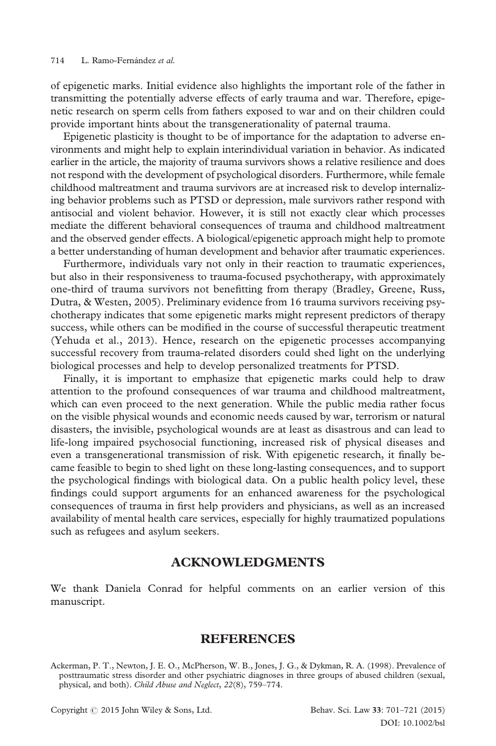of epigenetic marks. Initial evidence also highlights the important role of the father in transmitting the potentially adverse effects of early trauma and war. Therefore, epigenetic research on sperm cells from fathers exposed to war and on their children could provide important hints about the transgenerationality of paternal trauma.

Epigenetic plasticity is thought to be of importance for the adaptation to adverse environments and might help to explain interindividual variation in behavior. As indicated earlier in the article, the majority of trauma survivors shows a relative resilience and does not respond with the development of psychological disorders. Furthermore, while female childhood maltreatment and trauma survivors are at increased risk to develop internalizing behavior problems such as PTSD or depression, male survivors rather respond with antisocial and violent behavior. However, it is still not exactly clear which processes mediate the different behavioral consequences of trauma and childhood maltreatment and the observed gender effects. A biological/epigenetic approach might help to promote a better understanding of human development and behavior after traumatic experiences.

Furthermore, individuals vary not only in their reaction to traumatic experiences, but also in their responsiveness to trauma-focused psychotherapy, with approximately one-third of trauma survivors not benefitting from therapy (Bradley, Greene, Russ, Dutra, & Westen, 2005). Preliminary evidence from 16 trauma survivors receiving psychotherapy indicates that some epigenetic marks might represent predictors of therapy success, while others can be modified in the course of successful therapeutic treatment (Yehuda et al., 2013). Hence, research on the epigenetic processes accompanying successful recovery from trauma-related disorders could shed light on the underlying biological processes and help to develop personalized treatments for PTSD.

Finally, it is important to emphasize that epigenetic marks could help to draw attention to the profound consequences of war trauma and childhood maltreatment, which can even proceed to the next generation. While the public media rather focus on the visible physical wounds and economic needs caused by war, terrorism or natural disasters, the invisible, psychological wounds are at least as disastrous and can lead to life-long impaired psychosocial functioning, increased risk of physical diseases and even a transgenerational transmission of risk. With epigenetic research, it finally became feasible to begin to shed light on these long-lasting consequences, and to support the psychological findings with biological data. On a public health policy level, these findings could support arguments for an enhanced awareness for the psychological consequences of trauma in first help providers and physicians, as well as an increased availability of mental health care services, especially for highly traumatized populations such as refugees and asylum seekers.

## ACKNOWLEDGMENTS

We thank Daniela Conrad for helpful comments on an earlier version of this manuscript.

## REFERENCES

Ackerman, P. T., Newton, J. E. O., McPherson, W. B., Jones, J. G., & Dykman, R. A. (1998). Prevalence of posttraumatic stress disorder and other psychiatric diagnoses in three groups of abused children (sexual, physical, and both). *Child Abuse and Neglect*, *22*(8), 759–774.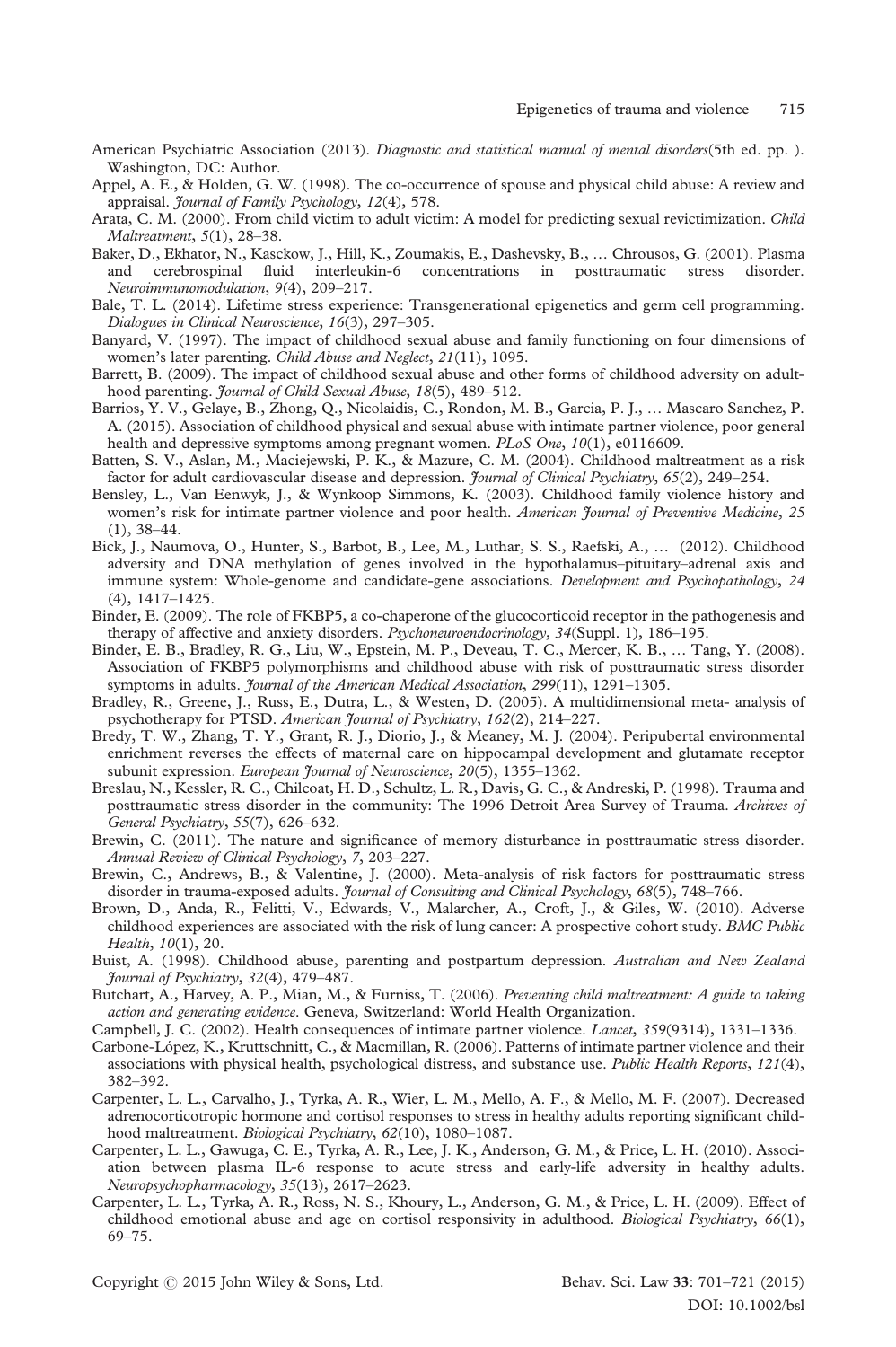American Psychiatric Association (2013). *Diagnostic and statistical manual of mental disorders*(5th ed. pp. ). Washington, DC: Author.

Appel, A. E., & Holden, G. W. (1998). The co-occurrence of spouse and physical child abuse: A review and appraisal. *Journal of Family Psychology*, *12*(4), 578.

Arata, C. M. (2000). From child victim to adult victim: A model for predicting sexual revictimization. *Child Maltreatment*, *5*(1), 28–38.

Baker, D., Ekhator, N., Kasckow, J., Hill, K., Zoumakis, E., Dashevsky, B., … Chrousos, G. (2001). Plasma and cerebrospinal fluid interleukin-6 concentrations in posttraumatic stress disorder. *Neuroimmunomodulation*, *9*(4), 209–217.

Bale, T. L. (2014). Lifetime stress experience: Transgenerational epigenetics and germ cell programming. *Dialogues in Clinical Neuroscience*, *16*(3), 297–305.

Banyard, V. (1997). The impact of childhood sexual abuse and family functioning on four dimensions of women's later parenting. *Child Abuse and Neglect*, *21*(11), 1095.

Barrett, B. (2009). The impact of childhood sexual abuse and other forms of childhood adversity on adulthood parenting. *Journal of Child Sexual Abuse*, *18*(5), 489–512.

Barrios, Y. V., Gelaye, B., Zhong, Q., Nicolaidis, C., Rondon, M. B., Garcia, P. J., … Mascaro Sanchez, P. A. (2015). Association of childhood physical and sexual abuse with intimate partner violence, poor general health and depressive symptoms among pregnant women. *PLoS One*, *10*(1), e0116609.

Batten, S. V., Aslan, M., Maciejewski, P. K., & Mazure, C. M. (2004). Childhood maltreatment as a risk factor for adult cardiovascular disease and depression. *Journal of Clinical Psychiatry*, *65*(2), 249–254.

Bensley, L., Van Eenwyk, J., & Wynkoop Simmons, K. (2003). Childhood family violence history and women's risk for intimate partner violence and poor health. *American Journal of Preventive Medicine*, *25* (1), 38–44.

Bick, J., Naumova, O., Hunter, S., Barbot, B., Lee, M., Luthar, S. S., Raefski, A., … (2012). Childhood adversity and DNA methylation of genes involved in the hypothalamus–pituitary–adrenal axis and immune system: Whole-genome and candidate-gene associations. *Development and Psychopathology*, *24* (4), 1417–1425.

Binder, E. (2009). The role of FKBP5, a co-chaperone of the glucocorticoid receptor in the pathogenesis and therapy of affective and anxiety disorders. *Psychoneuroendocrinology*, *34*(Suppl. 1), 186–195.

Binder, E. B., Bradley, R. G., Liu, W., Epstein, M. P., Deveau, T. C., Mercer, K. B., … Tang, Y. (2008). Association of FKBP5 polymorphisms and childhood abuse with risk of posttraumatic stress disorder symptoms in adults. *Journal of the American Medical Association*, *299*(11), 1291–1305.

Bradley, R., Greene, J., Russ, E., Dutra, L., & Westen, D. (2005). A multidimensional meta- analysis of psychotherapy for PTSD. *American Journal of Psychiatry*, *162*(2), 214–227.

Bredy, T. W., Zhang, T. Y., Grant, R. J., Diorio, J., & Meaney, M. J. (2004). Peripubertal environmental enrichment reverses the effects of maternal care on hippocampal development and glutamate receptor subunit expression. *European Journal of Neuroscience*, *20*(5), 1355–1362.

Breslau, N., Kessler, R. C., Chilcoat, H. D., Schultz, L. R., Davis, G. C., & Andreski, P. (1998). Trauma and posttraumatic stress disorder in the community: The 1996 Detroit Area Survey of Trauma. *Archives of General Psychiatry*, *55*(7), 626–632.

Brewin, C. (2011). The nature and significance of memory disturbance in posttraumatic stress disorder. *Annual Review of Clinical Psychology*, *7*, 203–227.

Brewin, C., Andrews, B., & Valentine, J. (2000). Meta-analysis of risk factors for posttraumatic stress disorder in trauma-exposed adults. *Journal of Consulting and Clinical Psychology*, *68*(5), 748–766.

Brown, D., Anda, R., Felitti, V., Edwards, V., Malarcher, A., Croft, J., & Giles, W. (2010). Adverse childhood experiences are associated with the risk of lung cancer: A prospective cohort study. *BMC Public Health*, *10*(1), 20.

Buist, A. (1998). Childhood abuse, parenting and postpartum depression. *Australian and New Zealand Journal of Psychiatry*, *32*(4), 479–487.

Butchart, A., Harvey, A. P., Mian, M., & Furniss, T. (2006). *Preventing child maltreatment: A guide to taking action and generating evidence*. Geneva, Switzerland: World Health Organization.

Campbell, J. C. (2002). Health consequences of intimate partner violence. *Lancet*, *359*(9314), 1331–1336.

Carbone-López, K., Kruttschnitt, C., & Macmillan, R. (2006). Patterns of intimate partner violence and their associations with physical health, psychological distress, and substance use. *Public Health Reports*, *121*(4), 382–392.

Carpenter, L. L., Carvalho, J., Tyrka, A. R., Wier, L. M., Mello, A. F., & Mello, M. F. (2007). Decreased adrenocorticotropic hormone and cortisol responses to stress in healthy adults reporting significant childhood maltreatment. *Biological Psychiatry*, *62*(10), 1080–1087.

Carpenter, L. L., Gawuga, C. E., Tyrka, A. R., Lee, J. K., Anderson, G. M., & Price, L. H. (2010). Association between plasma IL-6 response to acute stress and early-life adversity in healthy adults. *Neuropsychopharmacology*, *35*(13), 2617–2623.

Carpenter, L. L., Tyrka, A. R., Ross, N. S., Khoury, L., Anderson, G. M., & Price, L. H. (2009). Effect of childhood emotional abuse and age on cortisol responsivity in adulthood. *Biological Psychiatry*, *66*(1), 69–75.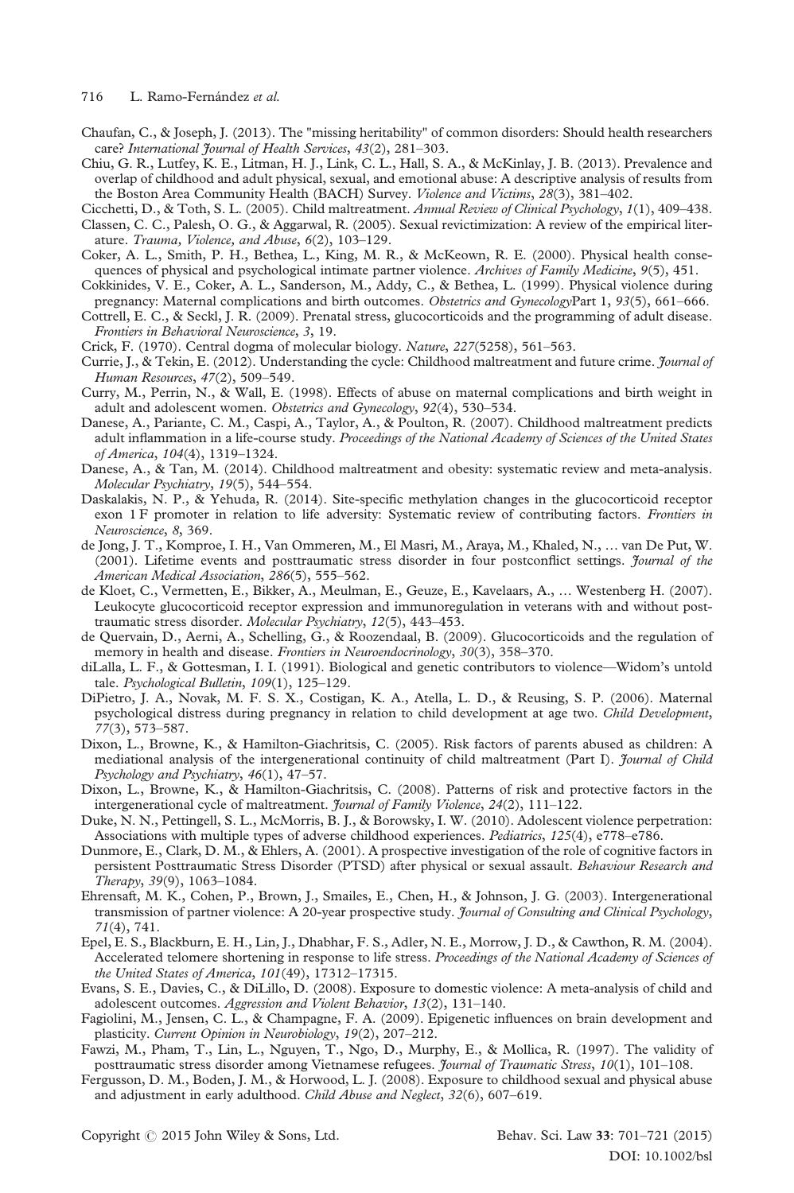Chaufan, C., & Joseph, J. (2013). The "missing heritability" of common disorders: Should health researchers care? *International Journal of Health Services*, *43*(2), 281–303.

Chiu, G. R., Lutfey, K. E., Litman, H. J., Link, C. L., Hall, S. A., & McKinlay, J. B. (2013). Prevalence and overlap of childhood and adult physical, sexual, and emotional abuse: A descriptive analysis of results from the Boston Area Community Health (BACH) Survey. *Violence and Victims*, *28*(3), 381–402.

Cicchetti, D., & Toth, S. L. (2005). Child maltreatment. *Annual Review of Clinical Psychology*, *1*(1), 409–438.

Classen, C. C., Palesh, O. G., & Aggarwal, R. (2005). Sexual revictimization: A review of the empirical literature. *Trauma, Violence, and Abuse*, *6*(2), 103–129.

Coker, A. L., Smith, P. H., Bethea, L., King, M. R., & McKeown, R. E. (2000). Physical health consequences of physical and psychological intimate partner violence. *Archives of Family Medicine*, *9*(5), 451.

Cokkinides, V. E., Coker, A. L., Sanderson, M., Addy, C., & Bethea, L. (1999). Physical violence during pregnancy: Maternal complications and birth outcomes. *Obstetrics and Gynecology*Part 1, *93*(5), 661–666.

Cottrell, E. C., & Seckl, J. R. (2009). Prenatal stress, glucocorticoids and the programming of adult disease. *Frontiers in Behavioral Neuroscience*, *3*, 19.

Crick, F. (1970). Central dogma of molecular biology. *Nature*, *227*(5258), 561–563.

Currie, J., & Tekin, E. (2012). Understanding the cycle: Childhood maltreatment and future crime. *Journal of Human Resources*, *47*(2), 509–549.

Curry, M., Perrin, N., & Wall, E. (1998). Effects of abuse on maternal complications and birth weight in adult and adolescent women. *Obstetrics and Gynecology*, *92*(4), 530–534.

Danese, A., Pariante, C. M., Caspi, A., Taylor, A., & Poulton, R. (2007). Childhood maltreatment predicts adult inflammation in a life-course study. *Proceedings of the National Academy of Sciences of the United States of America*, *104*(4), 1319–1324.

Danese, A., & Tan, M. (2014). Childhood maltreatment and obesity: systematic review and meta-analysis. *Molecular Psychiatry*, *19*(5), 544–554.

Daskalakis, N. P., & Yehuda, R. (2014). Site-specific methylation changes in the glucocorticoid receptor exon 1 F promoter in relation to life adversity: Systematic review of contributing factors. *Frontiers in Neuroscience*, *8*, 369.

de Jong, J. T., Komproe, I. H., Van Ommeren, M., El Masri, M., Araya, M., Khaled, N., … van De Put, W. (2001). Lifetime events and posttraumatic stress disorder in four postconflict settings. *Journal of the American Medical Association*, *286*(5), 555–562.

de Kloet, C., Vermetten, E., Bikker, A., Meulman, E., Geuze, E., Kavelaars, A., … Westenberg H. (2007). Leukocyte glucocorticoid receptor expression and immunoregulation in veterans with and without posttraumatic stress disorder. *Molecular Psychiatry*, *12*(5), 443–453.

de Quervain, D., Aerni, A., Schelling, G., & Roozendaal, B. (2009). Glucocorticoids and the regulation of memory in health and disease. *Frontiers in Neuroendocrinology*, *30*(3), 358–370.

diLalla, L. F., & Gottesman, I. I. (1991). Biological and genetic contributors to violence—Widom's untold tale. *Psychological Bulletin*, *109*(1), 125–129.

DiPietro, J. A., Novak, M. F. S. X., Costigan, K. A., Atella, L. D., & Reusing, S. P. (2006). Maternal psychological distress during pregnancy in relation to child development at age two. *Child Development*, *77*(3), 573–587.

Dixon, L., Browne, K., & Hamilton-Giachritsis, C. (2005). Risk factors of parents abused as children: A mediational analysis of the intergenerational continuity of child maltreatment (Part I). *Journal of Child Psychology and Psychiatry*, *46*(1), 47–57.

Dixon, L., Browne, K., & Hamilton-Giachritsis, C. (2008). Patterns of risk and protective factors in the intergenerational cycle of maltreatment. *Journal of Family Violence*, *24*(2), 111–122.

Duke, N. N., Pettingell, S. L., McMorris, B. J., & Borowsky, I. W. (2010). Adolescent violence perpetration: Associations with multiple types of adverse childhood experiences. *Pediatrics*, *125*(4), e778–e786.

Dunmore, E., Clark, D. M., & Ehlers, A. (2001). A prospective investigation of the role of cognitive factors in persistent Posttraumatic Stress Disorder (PTSD) after physical or sexual assault. *Behaviour Research and Therapy*, *39*(9), 1063–1084.

Ehrensaft, M. K., Cohen, P., Brown, J., Smailes, E., Chen, H., & Johnson, J. G. (2003). Intergenerational transmission of partner violence: A 20-year prospective study. *Journal of Consulting and Clinical Psychology*, *71*(4), 741.

Epel, E. S., Blackburn, E. H., Lin, J., Dhabhar, F. S., Adler, N. E., Morrow, J. D., & Cawthon, R. M. (2004). Accelerated telomere shortening in response to life stress. *Proceedings of the National Academy of Sciences of the United States of America*, *101*(49), 17312–17315.

Evans, S. E., Davies, C., & DiLillo, D. (2008). Exposure to domestic violence: A meta-analysis of child and adolescent outcomes. *Aggression and Violent Behavior*, *13*(2), 131–140.

Fagiolini, M., Jensen, C. L., & Champagne, F. A. (2009). Epigenetic influences on brain development and plasticity. *Current Opinion in Neurobiology*, *19*(2), 207–212.

Fawzi, M., Pham, T., Lin, L., Nguyen, T., Ngo, D., Murphy, E., & Mollica, R. (1997). The validity of posttraumatic stress disorder among Vietnamese refugees. *Journal of Traumatic Stress*, *10*(1), 101–108.

Fergusson, D. M., Boden, J. M., & Horwood, L. J. (2008). Exposure to childhood sexual and physical abuse and adjustment in early adulthood. *Child Abuse and Neglect*, *32*(6), 607–619.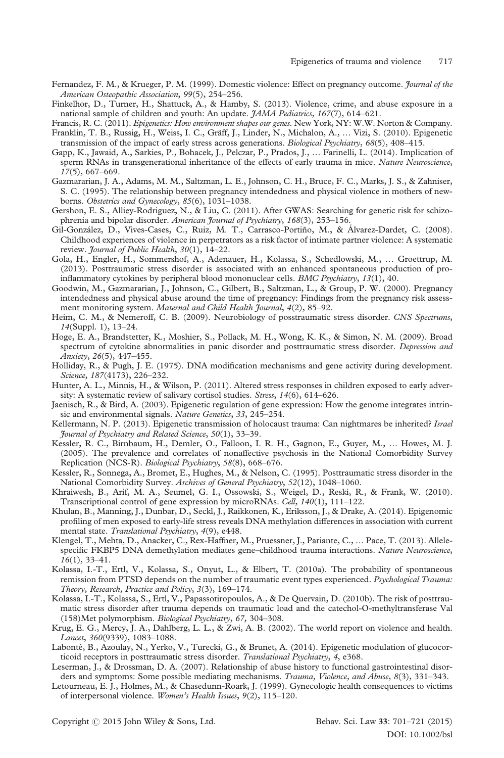Fernandez, F. M., & Krueger, P. M. (1999). Domestic violence: Effect on pregnancy outcome. *Journal of the American Osteopathic Association*, *99*(5), 254–256.

Finkelhor, D., Turner, H., Shattuck, A., & Hamby, S. (2013). Violence, crime, and abuse exposure in a national sample of children and youth: An update. *JAMA Pediatrics*, *167*(7), 614–621.

Francis, R. C. (2011). *Epigenetics: How environment shapes our genes*. New York, NY: W.W. Norton & Company.

Franklin, T. B., Russig, H., Weiss, I. C., Gräff, J., Linder, N., Michalon, A., … Vizi, S. (2010). Epigenetic transmission of the impact of early stress across generations. *Biological Psychiatry*, *68*(5), 408–415.

Gapp, K., Jawaid, A., Sarkies, P., Bohacek, J., Pelczar, P., Prados, J., … Farinelli, L. (2014). Implication of sperm RNAs in transgenerational inheritance of the effects of early trauma in mice. *Nature Neuroscience*, *17*(5), 667–669.

Gazmararian, J. A., Adams, M. M., Saltzman, L. E., Johnson, C. H., Bruce, F. C., Marks, J. S., & Zahniser, S. C. (1995). The relationship between pregnancy intendedness and physical violence in mothers of newborns. *Obstetrics and Gynecology*, *85*(6), 1031–1038.

Gershon, E. S., Alliey-Rodriguez, N., & Liu, C. (2011). After GWAS: Searching for genetic risk for schizophrenia and bipolar disorder. *American Journal of Psychiatry*, *168*(3), 253–156.

Gil-González, D., Vives-Cases, C., Ruiz, M. T., Carrasco-Portiño, M., & Álvarez-Dardet, C. (2008). Childhood experiences of violence in perpetrators as a risk factor of intimate partner violence: A systematic review. *Journal of Public Health*, *30*(1), 14–22.

Gola, H., Engler, H., Sommershof, A., Adenauer, H., Kolassa, S., Schedlowski, M., … Groettrup, M. (2013). Posttraumatic stress disorder is associated with an enhanced spontaneous production of pro-inflammatory cytokines by peripheral blood mononuclear cells. *BMC Psychiatry*, *13*(1), 40.

Goodwin, M., Gazmararian, J., Johnson, C., Gilbert, B., Saltzman, L., & Group, P. W. (2000). Pregnancy intendedness and physical abuse around the time of pregnancy: Findings from the pregnancy risk assessment monitoring system. *Maternal and Child Health Journal*, *4*(2), 85–92.

Heim, C. M., & Nemeroff, C. B. (2009). Neurobiology of posstraumatic stress disorder. *CNS Spectrums*, *14*(Suppl. 1), 13–24.

Hoge, E. A., Brandstetter, K., Moshier, S., Pollack, M. H., Wong, K. K., & Simon, N. M. (2009). Broad spectrum of cytokine abnormalities in panic disorder and posttraumatic stress disorder. *Depression and Anxiety*, *26*(5), 447–455.

Holliday, R., & Pugh, J. E. (1975). DNA modification mechanisms and gene activity during development. *Science*, *187*(4173), 226–232.

Hunter, A. L., Minnis, H., & Wilson, P. (2011). Altered stress responses in children exposed to early adversity: A systematic review of salivary cortisol studies. *Stress*, *14*(6), 614–626.

Jaenisch, R., & Bird, A. (2003). Epigenetic regulation of gene expression: How the genome integrates intrinsic and environmental signals. *Nature Genetics*, *33*, 245–254.

Kellermann, N. P. (2013). Epigenetic transmission of holocaust trauma: Can nightmares be inherited? *Israel Journal of Psychiatry and Related Science*, *50*(1), 33–39.

Kessler, R. C., Birnbaum, H., Demler, O., Falloon, I. R. H., Gagnon, E., Guyer, M., … Howes, M. J. (2005). The prevalence and correlates of nonaffective psychosis in the National Comorbidity Survey Replication (NCS-R). *Biological Psychiatry*, *58*(8), 668–676.

Kessler, R., Sonnega, A., Bromet, E., Hughes, M., & Nelson, C. (1995). Posttraumatic stress disorder in the National Comorbidity Survey. *Archives of General Psychiatry*, *52*(12), 1048–1060.

Khraiwesh, B., Arif, M. A., Seumel, G. I., Ossowski, S., Weigel, D., Reski, R., & Frank, W. (2010). Transcriptional control of gene expression by microRNAs. *Cell*, *140*(1), 111–122.

Khulan, B., Manning, J., Dunbar, D., Seckl, J., Raikkonen, K., Eriksson, J., & Drake, A. (2014). Epigenomic profiling of men exposed to early-life stress reveals DNA methylation differences in association with current mental state. *Translational Psychiatry*, *4*(9), e448.

Klengel, T., Mehta, D., Anacker, C., Rex-Haffner, M., Pruessner, J., Pariante, C., … Pace, T. (2013). Allele-specific FKBP5 DNA demethylation mediates gene–childhood trauma interactions. *Nature Neuroscience*, *16*(1), 33–41.

Kolassa, I.-T., Ertl, V., Kolassa, S., Onyut, L., & Elbert, T. (2010a). The probability of spontaneous remission from PTSD depends on the number of traumatic event types experienced. *Psychological Trauma: Theory, Research, Practice and Policy*, *3*(3), 169–174.

Kolassa, I.-T., Kolassa, S., Ertl, V., Papassotiropoulos, A., & De Quervain, D. (2010b). The risk of posttraumatic stress disorder after trauma depends on traumatic load and the catechol-O-methyltransferase Val (158)Met polymorphism. *Biological Psychiatry*, *67*, 304–308.

Krug, E. G., Mercy, J. A., Dahlberg, L. L., & Zwi, A. B. (2002). The world report on violence and health. *Lancet*, *360*(9339), 1083–1088.

Labonté, B., Azoulay, N., Yerko, V., Turecki, G., & Brunet, A. (2014). Epigenetic modulation of glucocorticoid receptors in posttraumatic stress disorder. *Translational Psychiatry*, *4*, e368.

Leserman, J., & Drossman, D. A. (2007). Relationship of abuse history to functional gastrointestinal disorders and symptoms: Some possible mediating mechanisms. *Trauma, Violence, and Abuse*, *8*(3), 331–343.

Letourneau, E. J., Holmes, M., & Chasedunn-Roark, J. (1999). Gynecologic health consequences to victims of interpersonal violence. *Women's Health Issues*, *9*(2), 115–120.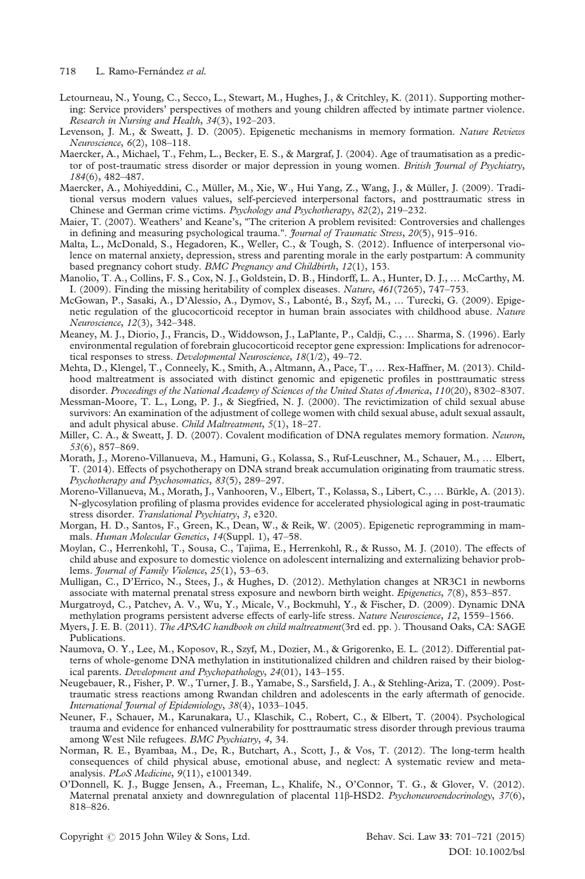Letourneau, N., Young, C., Secco, L., Stewart, M., Hughes, J., & Critchley, K. (2011). Supporting mothering: Service providers' perspectives of mothers and young children affected by intimate partner violence. *Research in Nursing and Health*, *34*(3), 192–203.

Levenson, J. M., & Sweatt, J. D. (2005). Epigenetic mechanisms in memory formation. *Nature Reviews Neuroscience*, *6*(2), 108–118.

Maercker, A., Michael, T., Fehm, L., Becker, E. S., & Margraf, J. (2004). Age of traumatisation as a predictor of post-traumatic stress disorder or major depression in young women. *British Journal of Psychiatry*, *184*(6), 482–487.

Maercker, A., Mohiyeddini, C., Müller, M., Xie, W., Hui Yang, Z., Wang, J., & Müller, J. (2009). Traditional versus modern values values, self-percieved interpersonal factors, and posttraumatic stress in Chinese and German crime victims. *Psychology and Psychotherapy*, *82*(2), 219–232.

Maier, T. (2007). Weathers' and Keane's, "The criterion A problem revisited: Controversies and challenges in defining and measuring psychological trauma.". *Journal of Traumatic Stress*, *20*(5), 915–916.

Malta, L., McDonald, S., Hegadoren, K., Weller, C., & Tough, S. (2012). Influence of interpersonal violence on maternal anxiety, depression, stress and parenting morale in the early postpartum: A community based pregnancy cohort study. *BMC Pregnancy and Childbirth*, *12*(1), 153.

Manolio, T. A., Collins, F. S., Cox, N. J., Goldstein, D. B., Hindorff, L. A., Hunter, D. J., … McCarthy, M. I. (2009). Finding the missing heritability of complex diseases. *Nature*, *461*(7265), 747–753.

McGowan, P., Sasaki, A., D'Alessio, A., Dymov, S., Labonté, B., Szyf, M., … Turecki, G. (2009). Epigenetic regulation of the glucocorticoid receptor in human brain associates with childhood abuse. *Nature Neuroscience*, *12*(3), 342–348.

Meaney, M. J., Diorio, J., Francis, D., Widdowson, J., LaPlante, P., Caldji, C., … Sharma, S. (1996). Early environmental regulation of forebrain glucocorticoid receptor gene expression: Implications for adrenocortical responses to stress. *Developmental Neuroscience*, *18*(1/2), 49–72.

Mehta, D., Klengel, T., Conneely, K., Smith, A., Altmann, A., Pace, T., … Rex-Haffner, M. (2013). Childhood maltreatment is associated with distinct genomic and epigenetic profiles in posttraumatic stress disorder. *Proceedings of the National Academy of Sciences of the United States of America*, *110*(20), 8302–8307.

Messman-Moore, T. L., Long, P. J., & Siegfried, N. J. (2000). The revictimization of child sexual abuse survivors: An examination of the adjustment of college women with child sexual abuse, adult sexual assault, and adult physical abuse. *Child Maltreatment*, *5*(1), 18–27.

Miller, C. A., & Sweatt, J. D. (2007). Covalent modification of DNA regulates memory formation. *Neuron*, *53*(6), 857–869.

Morath, J., Moreno-Villanueva, M., Hamuni, G., Kolassa, S., Ruf-Leuschner, M., Schauer, M., … Elbert, T. (2014). Effects of psychotherapy on DNA strand break accumulation originating from traumatic stress. *Psychotherapy and Psychosomatics*, *83*(5), 289–297.

Moreno-Villanueva, M., Morath, J., Vanhooren, V., Elbert, T., Kolassa, S., Libert, C., … Bürkle, A. (2013). N-glycosylation profiling of plasma provides evidence for accelerated physiological aging in post-traumatic stress disorder. *Translational Psychiatry*, *3*, e320.

Morgan, H. D., Santos, F., Green, K., Dean, W., & Reik, W. (2005). Epigenetic reprogramming in mammals. *Human Molecular Genetics*, *14*(Suppl. 1), 47–58.

Moylan, C., Herrenkohl, T., Sousa, C., Tajima, E., Herrenkohl, R., & Russo, M. J. (2010). The effects of child abuse and exposure to domestic violence on adolescent internalizing and externalizing behavior problems. *Journal of Family Violence*, *25*(1), 53–63.

Mulligan, C., D'Errico, N., Stees, J., & Hughes, D. (2012). Methylation changes at NR3C1 in newborns associate with maternal prenatal stress exposure and newborn birth weight. *Epigenetics*, *7*(8), 853–857.

Murgatroyd, C., Patchev, A. V., Wu, Y., Micale, V., Bockmuhl, Y., & Fischer, D. (2009). Dynamic DNA methylation programs persistent adverse effects of early-life stress. *Nature Neuroscience*, *12*, 1559–1566.

Myers, J. E. B. (2011). *The APSAC handbook on child maltreatment*(3rd ed. pp. ). Thousand Oaks, CA: SAGE Publications.

Naumova, O. Y., Lee, M., Koposov, R., Szyf, M., Dozier, M., & Grigorenko, E. L. (2012). Differential patterns of whole-genome DNA methylation in institutionalized children and children raised by their biological parents. *Development and Psychopathology*, *24*(01), 143–155.

Neugebauer, R., Fisher, P. W., Turner, J. B., Yamabe, S., Sarsfield, J. A., & Stehling-Ariza, T. (2009). Post-traumatic stress reactions among Rwandan children and adolescents in the early aftermath of genocide. *International Journal of Epidemiology*, *38*(4), 1033–1045.

Neuner, F., Schauer, M., Karunakara, U., Klaschik, C., Robert, C., & Elbert, T. (2004). Psychological trauma and evidence for enhanced vulnerability for posttraumatic stress disorder through previous trauma among West Nile refugees. *BMC Psychiatry*, *4*, 34.

Norman, R. E., Byambaa, M., De, R., Butchart, A., Scott, J., & Vos, T. (2012). The long-term health consequences of child physical abuse, emotional abuse, and neglect: A systematic review and meta-analysis. *PLoS Medicine*, *9*(11), e1001349.

O'Donnell, K. J., Bugge Jensen, A., Freeman, L., Khalife, N., O'Connor, T. G., & Glover, V. (2012). Maternal prenatal anxiety and downregulation of placental 11β-HSD2. *Psychoneuroendocrinology*, *37*(6), 818–826.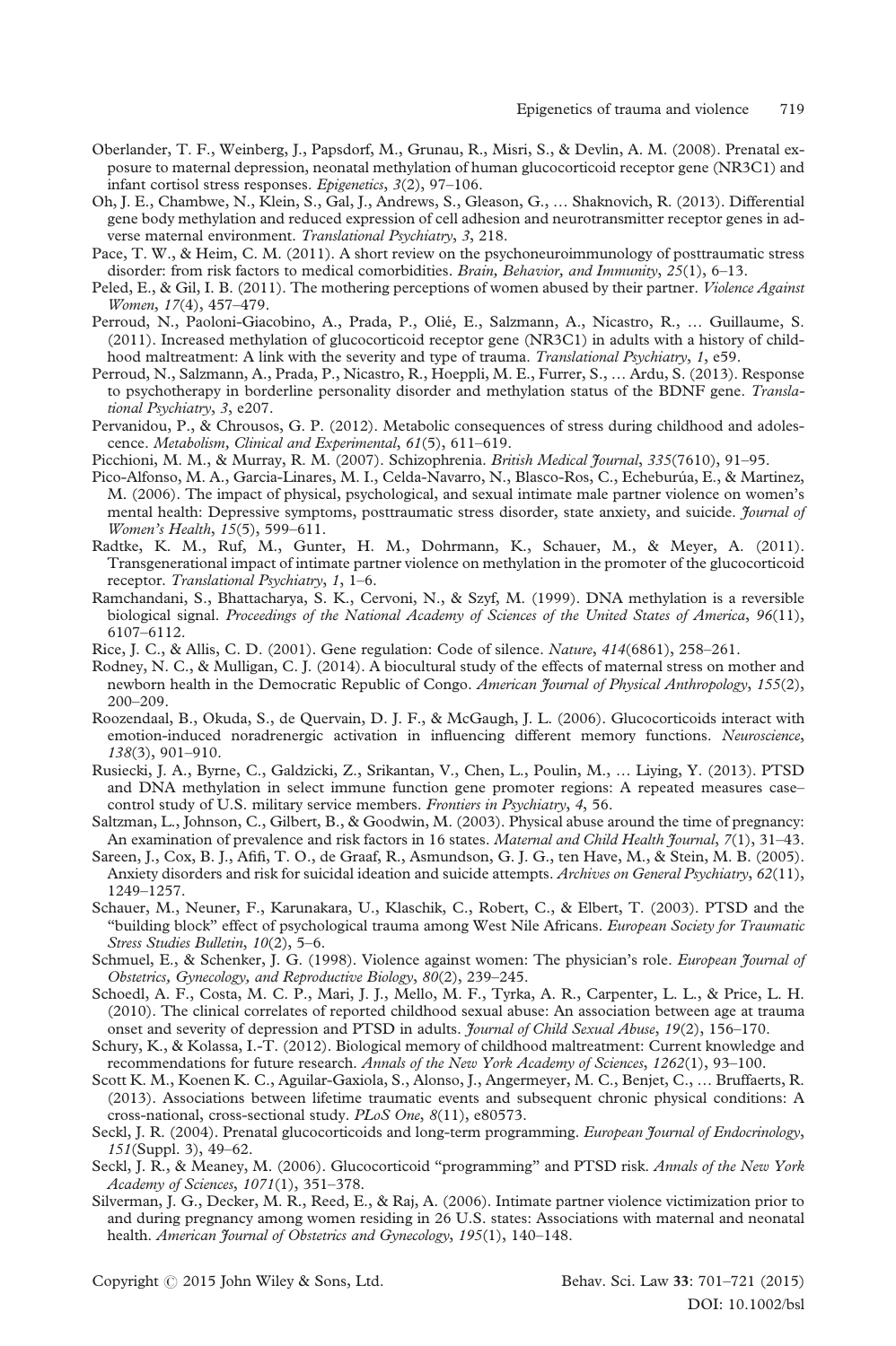Oberlander, T. F., Weinberg, J., Papsdorf, M., Grunau, R., Misri, S., & Devlin, A. M. (2008). Prenatal exposure to maternal depression, neonatal methylation of human glucocorticoid receptor gene (NR3C1) and infant cortisol stress responses. *Epigenetics*, *3*(2), 97–106.

Oh, J. E., Chambwe, N., Klein, S., Gal, J., Andrews, S., Gleason, G., … Shaknovich, R. (2013). Differential gene body methylation and reduced expression of cell adhesion and neurotransmitter receptor genes in adverse maternal environment. *Translational Psychiatry*, *3*, 218.

Pace, T. W., & Heim, C. M. (2011). A short review on the psychoneuroimmunology of posttraumatic stress disorder: from risk factors to medical comorbidities. *Brain, Behavior, and Immunity*, *25*(1), 6–13.

Peled, E., & Gil, I. B. (2011). The mothering perceptions of women abused by their partner. *Violence Against Women*, *17*(4), 457–479.

Perroud, N., Paoloni-Giacobino, A., Prada, P., Olié, E., Salzmann, A., Nicastro, R., … Guillaume, S. (2011). Increased methylation of glucocorticoid receptor gene (NR3C1) in adults with a history of childhood maltreatment: A link with the severity and type of trauma. *Translational Psychiatry*, *1*, e59.

Perroud, N., Salzmann, A., Prada, P., Nicastro, R., Hoeppli, M. E., Furrer, S., … Ardu, S. (2013). Response to psychotherapy in borderline personality disorder and methylation status of the BDNF gene. *Translational Psychiatry*, *3*, e207.

Pervanidou, P., & Chrousos, G. P. (2012). Metabolic consequences of stress during childhood and adolescence. *Metabolism, Clinical and Experimental*, *61*(5), 611–619.

Picchioni, M. M., & Murray, R. M. (2007). Schizophrenia. *British Medical Journal*, *335*(7610), 91–95.

Pico-Alfonso, M. A., Garcia-Linares, M. I., Celda-Navarro, N., Blasco-Ros, C., Echeburúa, E., & Martinez, M. (2006). The impact of physical, psychological, and sexual intimate male partner violence on women's mental health: Depressive symptoms, posttraumatic stress disorder, state anxiety, and suicide. *Journal of Women's Health*, *15*(5), 599–611.

Radtke, K. M., Ruf, M., Gunter, H. M., Dohrmann, K., Schauer, M., & Meyer, A. (2011). Transgenerational impact of intimate partner violence on methylation in the promoter of the glucocorticoid receptor. *Translational Psychiatry*, *1*, 1–6.

Ramchandani, S., Bhattacharya, S. K., Cervoni, N., & Szyf, M. (1999). DNA methylation is a reversible biological signal. *Proceedings of the National Academy of Sciences of the United States of America*, *96*(11), 6107–6112.

Rice, J. C., & Allis, C. D. (2001). Gene regulation: Code of silence. *Nature*, *414*(6861), 258–261.

Rodney, N. C., & Mulligan, C. J. (2014). A biocultural study of the effects of maternal stress on mother and newborn health in the Democratic Republic of Congo. *American Journal of Physical Anthropology*, *155*(2), 200–209.

Roozendaal, B., Okuda, S., de Quervain, D. J. F., & McGaugh, J. L. (2006). Glucocorticoids interact with emotion-induced noradrenergic activation in influencing different memory functions. *Neuroscience*, *138*(3), 901–910.

Rusiecki, J. A., Byrne, C., Galdzicki, Z., Srikantan, V., Chen, L., Poulin, M., … Liying, Y. (2013). PTSD and DNA methylation in select immune function gene promoter regions: A repeated measures case–control study of U.S. military service members. *Frontiers in Psychiatry*, *4*, 56.

Saltzman, L., Johnson, C., Gilbert, B., & Goodwin, M. (2003). Physical abuse around the time of pregnancy: An examination of prevalence and risk factors in 16 states. *Maternal and Child Health Journal*, *7*(1), 31–43.

Sareen, J., Cox, B. J., Afifi, T. O., de Graaf, R., Asmundson, G. J. G., ten Have, M., & Stein, M. B. (2005). Anxiety disorders and risk for suicidal ideation and suicide attempts. *Archives on General Psychiatry*, *62*(11), 1249–1257.

Schauer, M., Neuner, F., Karunakara, U., Klaschik, C., Robert, C., & Elbert, T. (2003). PTSD and the "building block" effect of psychological trauma among West Nile Africans. *European Society for Traumatic Stress Studies Bulletin*, *10*(2), 5–6.

Schmuel, E., & Schenker, J. G. (1998). Violence against women: The physician's role. *European Journal of Obstetrics, Gynecology, and Reproductive Biology*, *80*(2), 239–245.

Schoedl, A. F., Costa, M. C. P., Mari, J. J., Mello, M. F., Tyrka, A. R., Carpenter, L. L., & Price, L. H. (2010). The clinical correlates of reported childhood sexual abuse: An association between age at trauma onset and severity of depression and PTSD in adults. *Journal of Child Sexual Abuse*, *19*(2), 156–170.

Schury, K., & Kolassa, I.-T. (2012). Biological memory of childhood maltreatment: Current knowledge and recommendations for future research. *Annals of the New York Academy of Sciences*, *1262*(1), 93–100.

Scott K. M., Koenen K. C., Aguilar-Gaxiola, S., Alonso, J., Angermeyer, M. C., Benjet, C., … Bruffaerts, R. (2013). Associations between lifetime traumatic events and subsequent chronic physical conditions: A cross-national, cross-sectional study. *PLoS One*, *8*(11), e80573.

Seckl, J. R. (2004). Prenatal glucocorticoids and long-term programming. *European Journal of Endocrinology*, *151*(Suppl. 3), 49–62.

Seckl, J. R., & Meaney, M. (2006). Glucocorticoid "programming" and PTSD risk. *Annals of the New York Academy of Sciences*, *1071*(1), 351–378.

Silverman, J. G., Decker, M. R., Reed, E., & Raj, A. (2006). Intimate partner violence victimization prior to and during pregnancy among women residing in 26 U.S. states: Associations with maternal and neonatal health. *American Journal of Obstetrics and Gynecology*, *195*(1), 140–148.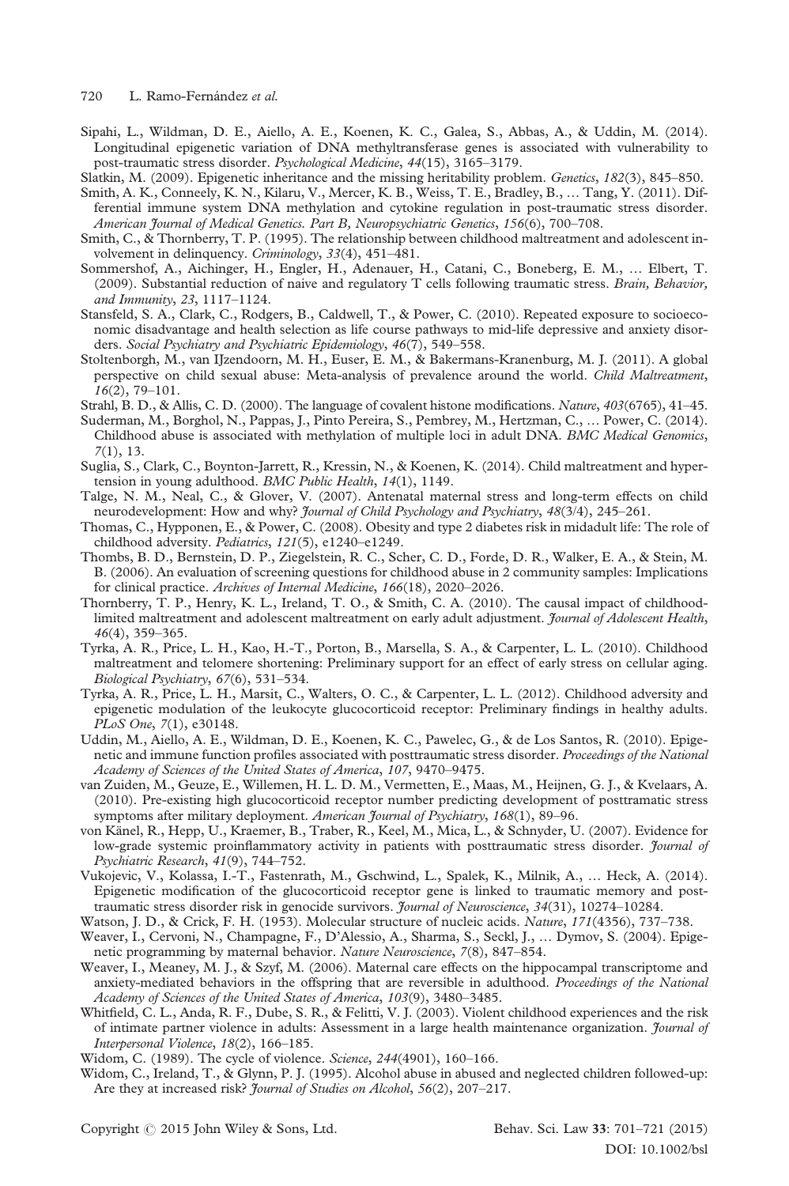Sipahi, L., Wildman, D. E., Aiello, A. E., Koenen, K. C., Galea, S., Abbas, A., & Uddin, M. (2014). Longitudinal epigenetic variation of DNA methyltransferase genes is associated with vulnerability to post-traumatic stress disorder. *Psychological Medicine*, *44*(15), 3165–3179.

Slatkin, M. (2009). Epigenetic inheritance and the missing heritability problem. *Genetics*, *182*(3), 845–850.

Smith, A. K., Conneely, K. N., Kilaru, V., Mercer, K. B., Weiss, T. E., Bradley, B., … Tang, Y. (2011). Differential immune system DNA methylation and cytokine regulation in post-traumatic stress disorder. *American Journal of Medical Genetics. Part B, Neuropsychiatric Genetics*, *156*(6), 700–708.

Smith, C., & Thornberry, T. P. (1995). The relationship between childhood maltreatment and adolescent involvement in delinquency. *Criminology*, *33*(4), 451–481.

Sommershof, A., Aichinger, H., Engler, H., Adenauer, H., Catani, C., Boneberg, E. M., … Elbert, T. (2009). Substantial reduction of naive and regulatory T cells following traumatic stress. *Brain, Behavior, and Immunity*, *23*, 1117–1124.

Stansfeld, S. A., Clark, C., Rodgers, B., Caldwell, T., & Power, C. (2010). Repeated exposure to socioeconomic disadvantage and health selection as life course pathways to mid-life depressive and anxiety disorders. *Social Psychiatry and Psychiatric Epidemiology*, *46*(7), 549–558.

Stoltenborgh, M., van IJzendoorn, M. H., Euser, E. M., & Bakermans-Kranenburg, M. J. (2011). A global perspective on child sexual abuse: Meta-analysis of prevalence around the world. *Child Maltreatment*, *16*(2), 79–101.

Strahl, B. D., & Allis, C. D. (2000). The language of covalent histone modifications. *Nature*, *403*(6765), 41–45.

Suderman, M., Borghol, N., Pappas, J., Pinto Pereira, S., Pembrey, M., Hertzman, C., … Power, C. (2014). Childhood abuse is associated with methylation of multiple loci in adult DNA. *BMC Medical Genomics*, *7*(1), 13.

Suglia, S., Clark, C., Boynton-Jarrett, R., Kressin, N., & Koenen, K. (2014). Child maltreatment and hypertension in young adulthood. *BMC Public Health*, *14*(1), 1149.

Talge, N. M., Neal, C., & Glover, V. (2007). Antenatal maternal stress and long-term effects on child neurodevelopment: How and why? *Journal of Child Psychology and Psychiatry*, *48*(3/4), 245–261.

Thomas, C., Hypponen, E., & Power, C. (2008). Obesity and type 2 diabetes risk in midadult life: The role of childhood adversity. *Pediatrics*, *121*(5), e1240–e1249.

Thombs, B. D., Bernstein, D. P., Ziegelstein, R. C., Scher, C. D., Forde, D. R., Walker, E. A., & Stein, M. B. (2006). An evaluation of screening questions for childhood abuse in 2 community samples: Implications for clinical practice. *Archives of Internal Medicine*, *166*(18), 2020–2026.

Thornberry, T. P., Henry, K. L., Ireland, T. O., & Smith, C. A. (2010). The causal impact of childhood-limited maltreatment and adolescent maltreatment on early adult adjustment. *Journal of Adolescent Health*, *46*(4), 359–365.

Tyrka, A. R., Price, L. H., Kao, H.-T., Porton, B., Marsella, S. A., & Carpenter, L. L. (2010). Childhood maltreatment and telomere shortening: Preliminary support for an effect of early stress on cellular aging. *Biological Psychiatry*, *67*(6), 531–534.

Tyrka, A. R., Price, L. H., Marsit, C., Walters, O. C., & Carpenter, L. L. (2012). Childhood adversity and epigenetic modulation of the leukocyte glucocorticoid receptor: Preliminary findings in healthy adults. *PLoS One*, *7*(1), e30148.

Uddin, M., Aiello, A. E., Wildman, D. E., Koenen, K. C., Pawelec, G., & de Los Santos, R. (2010). Epigenetic and immune function profiles associated with posttraumatic stress disorder. *Proceedings of the National Academy of Sciences of the United States of America*, *107*, 9470–9475.

van Zuiden, M., Geuze, E., Willemen, H. L. D. M., Vermetten, E., Maas, M., Heijnen, G. J., & Kvelaars, A. (2010). Pre-existing high glucocorticoid receptor number predicting development of posttramatic stress symptoms after military deployment. *American Journal of Psychiatry*, *168*(1), 89–96.

von Känel, R., Hepp, U., Kraemer, B., Traber, R., Keel, M., Mica, L., & Schnyder, U. (2007). Evidence for low-grade systemic proinflammatory activity in patients with posttraumatic stress disorder. *Journal of Psychiatric Research*, *41*(9), 744–752.

Vukojevic, V., Kolassa, I.-T., Fastenrath, M., Gschwind, L., Spalek, K., Milnik, A., … Heck, A. (2014). Epigenetic modification of the glucocorticoid receptor gene is linked to traumatic memory and post-traumatic stress disorder risk in genocide survivors. *Journal of Neuroscience*, *34*(31), 10274–10284.

Watson, J. D., & Crick, F. H. (1953). Molecular structure of nucleic acids. *Nature*, *171*(4356), 737–738.

Weaver, I., Cervoni, N., Champagne, F., D'Alessio, A., Sharma, S., Seckl, J., … Dymov, S. (2004). Epigenetic programming by maternal behavior. *Nature Neuroscience*, *7*(8), 847–854.

Weaver, I., Meaney, M. J., & Szyf, M. (2006). Maternal care effects on the hippocampal transcriptome and anxiety-mediated behaviors in the offspring that are reversible in adulthood. *Proceedings of the National Academy of Sciences of the United States of America*, *103*(9), 3480–3485.

Whitfield, C. L., Anda, R. F., Dube, S. R., & Felitti, V. J. (2003). Violent childhood experiences and the risk of intimate partner violence in adults: Assessment in a large health maintenance organization. *Journal of Interpersonal Violence*, *18*(2), 166–185.

Widom, C. (1989). The cycle of violence. *Science*, *244*(4901), 160–166.

Widom, C., Ireland, T., & Glynn, P. J. (1995). Alcohol abuse in abused and neglected children followed-up: Are they at increased risk? *Journal of Studies on Alcohol*, *56*(2), 207–217.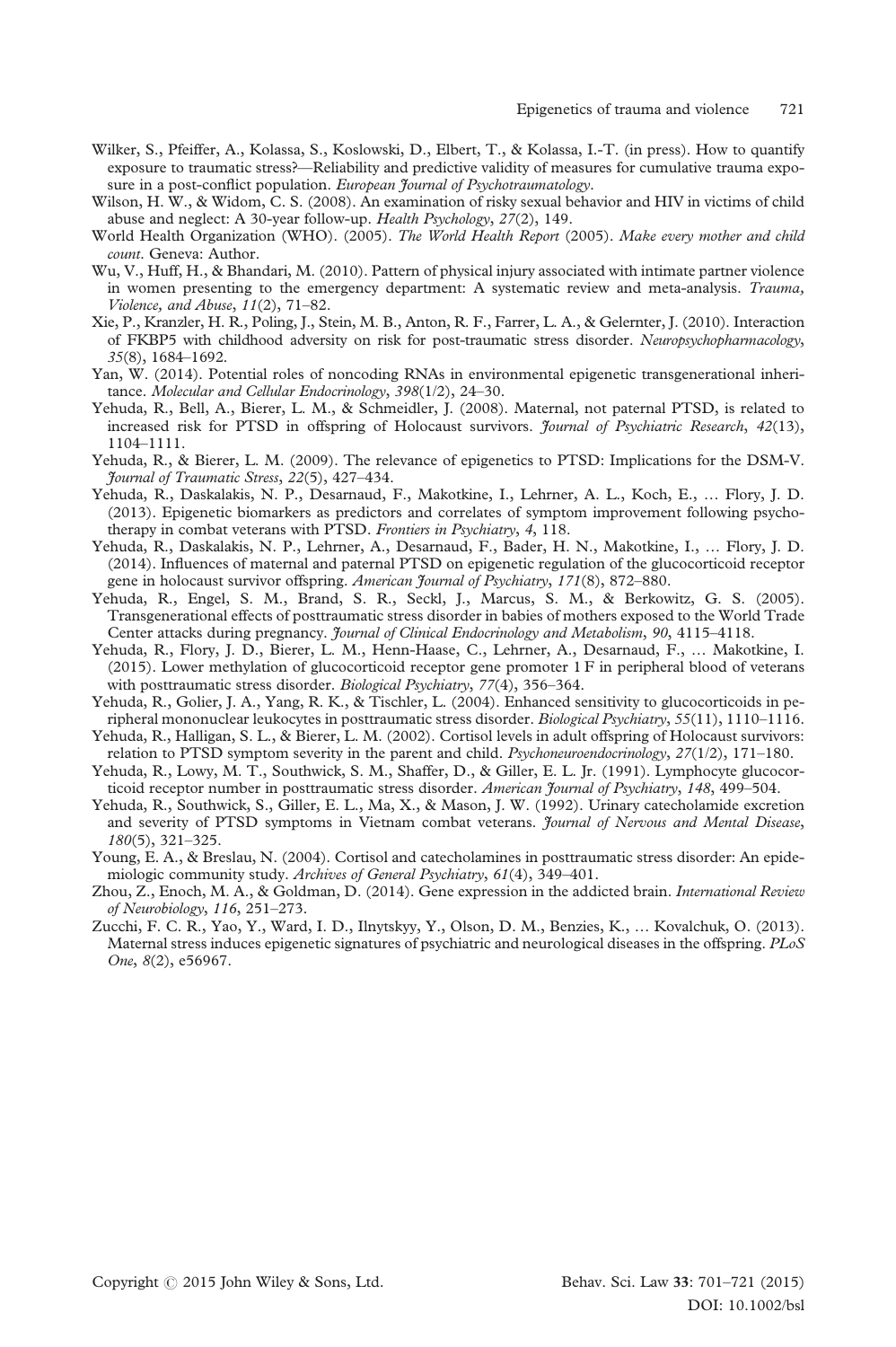Wilker, S., Pfeiffer, A., Kolassa, S., Koslowski, D., Elbert, T., & Kolassa, I.-T. (in press). How to quantify exposure to traumatic stress?—Reliability and predictive validity of measures for cumulative trauma exposure in a post-conflict population. *European Journal of Psychotraumatology*.

Wilson, H. W., & Widom, C. S. (2008). An examination of risky sexual behavior and HIV in victims of child abuse and neglect: A 30-year follow-up. *Health Psychology*, *27*(2), 149.

World Health Organization (WHO). (2005). *The World Health Report* (2005). *Make every mother and child count*. Geneva: Author.

Wu, V., Huff, H., & Bhandari, M. (2010). Pattern of physical injury associated with intimate partner violence in women presenting to the emergency department: A systematic review and meta-analysis. *Trauma, Violence, and Abuse*, *11*(2), 71–82.

Xie, P., Kranzler, H. R., Poling, J., Stein, M. B., Anton, R. F., Farrer, L. A., & Gelernter, J. (2010). Interaction of FKBP5 with childhood adversity on risk for post-traumatic stress disorder. *Neuropsychopharmacology*, *35*(8), 1684–1692.

Yan, W. (2014). Potential roles of noncoding RNAs in environmental epigenetic transgenerational inheritance. *Molecular and Cellular Endocrinology*, *398*(1/2), 24–30.

Yehuda, R., Bell, A., Bierer, L. M., & Schmeidler, J. (2008). Maternal, not paternal PTSD, is related to increased risk for PTSD in offspring of Holocaust survivors. *Journal of Psychiatric Research*, *42*(13), 1104–1111.

Yehuda, R., & Bierer, L. M. (2009). The relevance of epigenetics to PTSD: Implications for the DSM-V. *Journal of Traumatic Stress*, *22*(5), 427–434.

Yehuda, R., Daskalakis, N. P., Desarnaud, F., Makotkine, I., Lehrner, A. L., Koch, E., … Flory, J. D. (2013). Epigenetic biomarkers as predictors and correlates of symptom improvement following psychotherapy in combat veterans with PTSD. *Frontiers in Psychiatry*, *4*, 118.

Yehuda, R., Daskalakis, N. P., Lehrner, A., Desarnaud, F., Bader, H. N., Makotkine, I., … Flory, J. D. (2014). Influences of maternal and paternal PTSD on epigenetic regulation of the glucocorticoid receptor gene in holocaust survivor offspring. *American Journal of Psychiatry*, *171*(8), 872–880.

Yehuda, R., Engel, S. M., Brand, S. R., Seckl, J., Marcus, S. M., & Berkowitz, G. S. (2005). Transgenerational effects of posttraumatic stress disorder in babies of mothers exposed to the World Trade Center attacks during pregnancy. *Journal of Clinical Endocrinology and Metabolism*, *90*, 4115–4118.

Yehuda, R., Flory, J. D., Bierer, L. M., Henn-Haase, C., Lehrner, A., Desarnaud, F., … Makotkine, I. (2015). Lower methylation of glucocorticoid receptor gene promoter 1F in peripheral blood of veterans with posttraumatic stress disorder. *Biological Psychiatry*, *77*(4), 356–364.

Yehuda, R., Golier, J. A., Yang, R. K., & Tischler, L. (2004). Enhanced sensitivity to glucocorticoids in peripheral mononuclear leukocytes in posttraumatic stress disorder. *Biological Psychiatry*, *55*(11), 1110–1116.

Yehuda, R., Halligan, S. L., & Bierer, L. M. (2002). Cortisol levels in adult offspring of Holocaust survivors: relation to PTSD symptom severity in the parent and child. *Psychoneuroendocrinology*, *27*(1/2), 171–180.

Yehuda, R., Lowy, M. T., Southwick, S. M., Shaffer, D., & Giller, E. L. Jr. (1991). Lymphocyte glucocorticoid receptor number in posttraumatic stress disorder. *American Journal of Psychiatry*, *148*, 499–504.

Yehuda, R., Southwick, S., Giller, E. L., Ma, X., & Mason, J. W. (1992). Urinary catecholamide excretion and severity of PTSD symptoms in Vietnam combat veterans. *Journal of Nervous and Mental Disease*, *180*(5), 321–325.

Young, E. A., & Breslau, N. (2004). Cortisol and catecholamines in posttraumatic stress disorder: An epidemiologic community study. *Archives of General Psychiatry*, *61*(4), 349–401.

Zhou, Z., Enoch, M. A., & Goldman, D. (2014). Gene expression in the addicted brain. *International Review of Neurobiology*, *116*, 251–273.

Zucchi, F. C. R., Yao, Y., Ward, I. D., Ilnytskyy, Y., Olson, D. M., Benzies, K., … Kovalchuk, O. (2013). Maternal stress induces epigenetic signatures of psychiatric and neurological diseases in the offspring. *PLoS One*, *8*(2), e56967.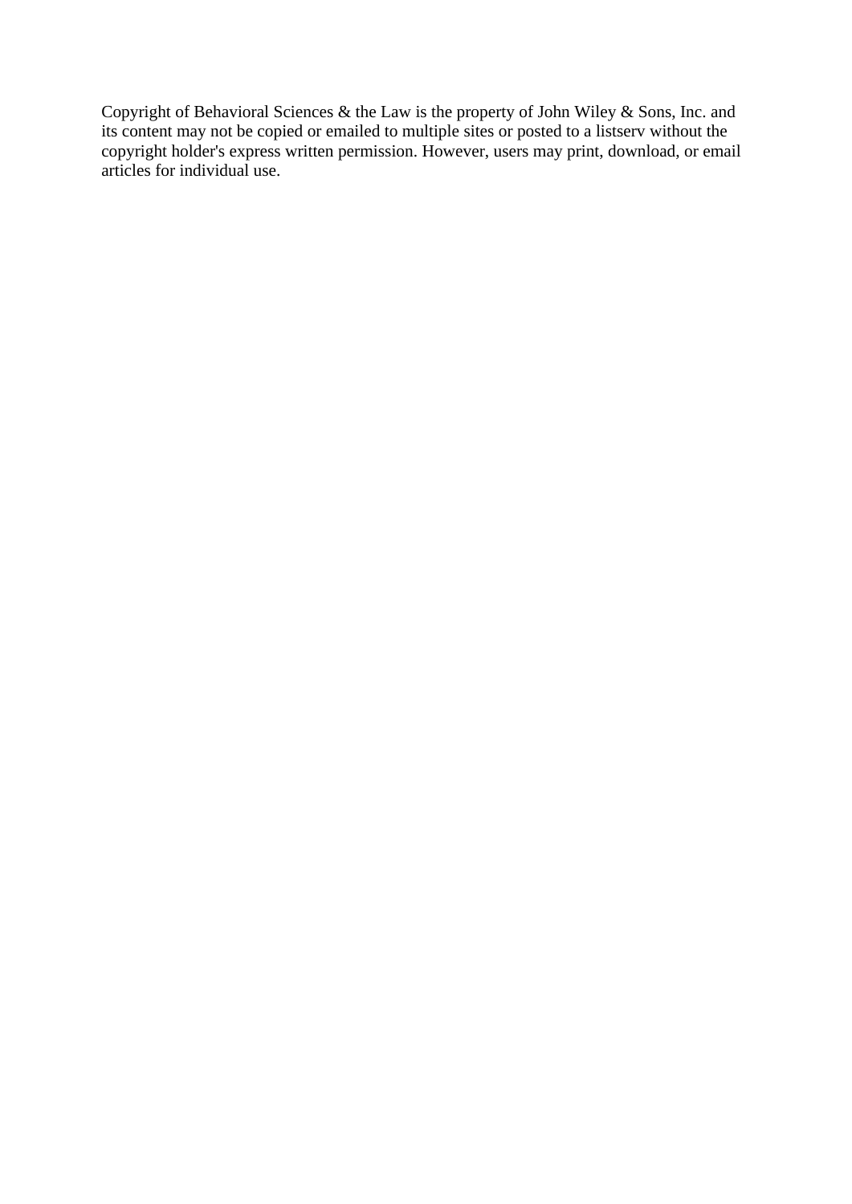Copyright of Behavioral Sciences & the Law is the property of John Wiley & Sons, Inc. and its content may not be copied or emailed to multiple sites or posted to a listserv without the copyright holder's express written permission. However, users may print, download, or email articles for individual use.